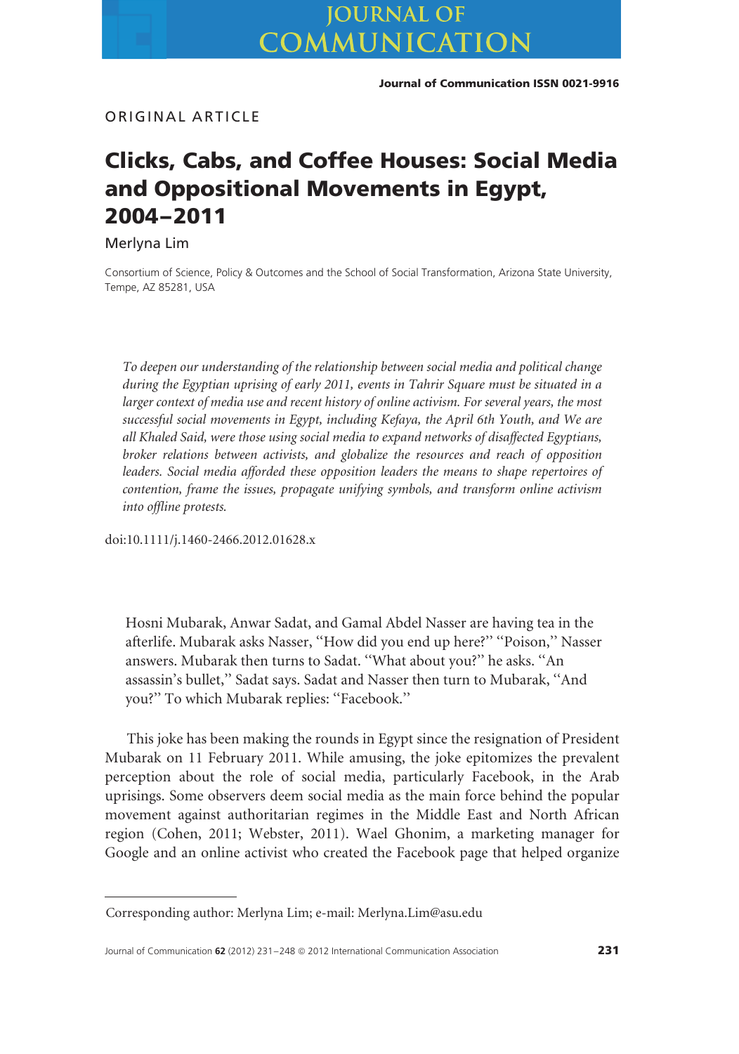ORIGINAL ARTICLE

# Clicks, Cabs, and Coffee Houses: Social Media and Oppositional Movements in Egypt, 2004–2011

Merlyna Lim

Consortium of Science, Policy & Outcomes and the School of Social Transformation, Arizona State University, Tempe, AZ 85281, USA

*To deepen our understanding of the relationship between social media and political change during the Egyptian uprising of early 2011, events in Tahrir Square must be situated in a larger context of media use and recent history of online activism. For several years, the most successful social movements in Egypt, including Kefaya, the April 6th Youth, and We are all Khaled Said, were those using social media to expand networks of disaffected Egyptians, broker relations between activists, and globalize the resources and reach of opposition leaders. Social media afforded these opposition leaders the means to shape repertoires of contention, frame the issues, propagate unifying symbols, and transform online activism into offline protests.*

doi:10.1111/j.1460-2466.2012.01628.x

> Hosni Mubarak, Anwar Sadat, and Gamal Abdel Nasser are having tea in the afterlife. Mubarak asks Nasser, "How did you end up here?" "Poison," Nasser answers. Mubarak then turns to Sadat. "What about you?" he asks. "An assassin's bullet," Sadat says. Sadat and Nasser then turn to Mubarak, "And you?" To which Mubarak replies: "Facebook."

This joke has been making the rounds in Egypt since the resignation of President Mubarak on 11 February 2011. While amusing, the joke epitomizes the prevalent perception about the role of social media, particularly Facebook, in the Arab uprisings. Some observers deem social media as the main force behind the popular movement against authoritarian regimes in the Middle East and North African region (Cohen, 2011; Webster, 2011). Wael Ghonim, a marketing manager for Google and an online activist who created the Facebook page that helped organize

Corresponding author: Merlyna Lim; e-mail: Merlyna.Lim@asu.edu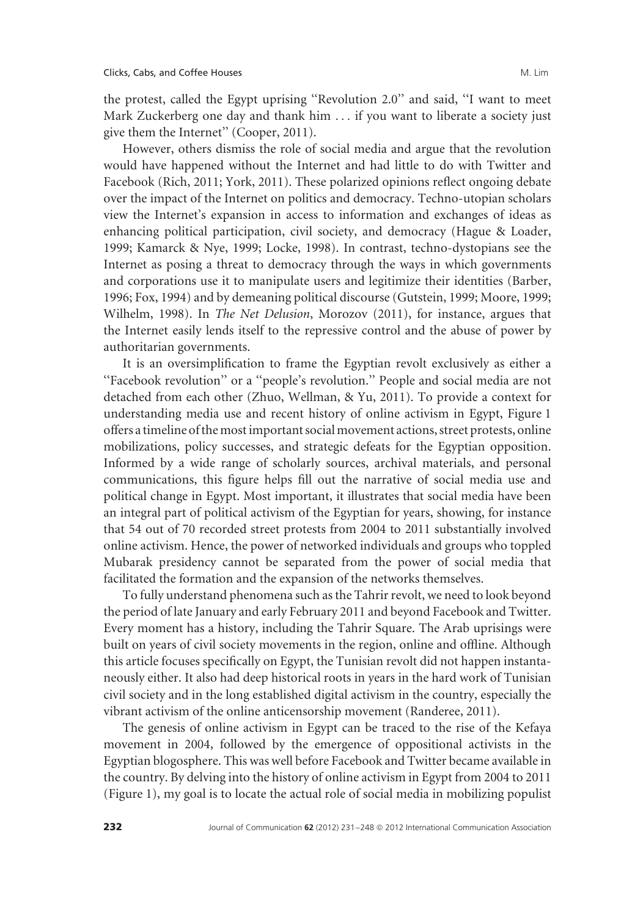the protest, called the Egypt uprising ''Revolution 2.0'' and said, ''I want to meet Mark Zuckerberg one day and thank him . . . if you want to liberate a society just give them the Internet'' (Cooper, 2011).

However, others dismiss the role of social media and argue that the revolution would have happened without the Internet and had little to do with Twitter and Facebook (Rich, 2011; York, 2011). These polarized opinions reflect ongoing debate over the impact of the Internet on politics and democracy. Techno-utopian scholars view the Internet's expansion in access to information and exchanges of ideas as enhancing political participation, civil society, and democracy (Hague & Loader, 1999; Kamarck & Nye, 1999; Locke, 1998). In contrast, techno-dystopians see the Internet as posing a threat to democracy through the ways in which governments and corporations use it to manipulate users and legitimize their identities (Barber, 1996; Fox, 1994) and by demeaning political discourse (Gutstein, 1999; Moore, 1999; Wilhelm, 1998). In *The Net Delusion*, Morozov (2011), for instance, argues that the Internet easily lends itself to the repressive control and the abuse of power by authoritarian governments.

It is an oversimplification to frame the Egyptian revolt exclusively as either a ''Facebook revolution'' or a ''people's revolution.'' People and social media are not detached from each other (Zhuo, Wellman, & Yu, 2011). To provide a context for understanding media use and recent history of online activism in Egypt, Figure 1 offers a timeline of the most important social movement actions, street protests, online mobilizations, policy successes, and strategic defeats for the Egyptian opposition. Informed by a wide range of scholarly sources, archival materials, and personal communications, this figure helps fill out the narrative of social media use and political change in Egypt. Most important, it illustrates that social media have been an integral part of political activism of the Egyptian for years, showing, for instance that 54 out of 70 recorded street protests from 2004 to 2011 substantially involved online activism. Hence, the power of networked individuals and groups who toppled Mubarak presidency cannot be separated from the power of social media that facilitated the formation and the expansion of the networks themselves.

To fully understand phenomena such as the Tahrir revolt, we need to look beyond the period of late January and early February 2011 and beyond Facebook and Twitter. Every moment has a history, including the Tahrir Square. The Arab uprisings were built on years of civil society movements in the region, online and offline. Although this article focuses specifically on Egypt, the Tunisian revolt did not happen instantaneously either. It also had deep historical roots in years in the hard work of Tunisian civil society and in the long established digital activism in the country, especially the vibrant activism of the online anticensorship movement (Randeree, 2011).

The genesis of online activism in Egypt can be traced to the rise of the Kefaya movement in 2004, followed by the emergence of oppositional activists in the Egyptian blogosphere. This was well before Facebook and Twitter became available in the country. By delving into the history of online activism in Egypt from 2004 to 2011 (Figure 1), my goal is to locate the actual role of social media in mobilizing populist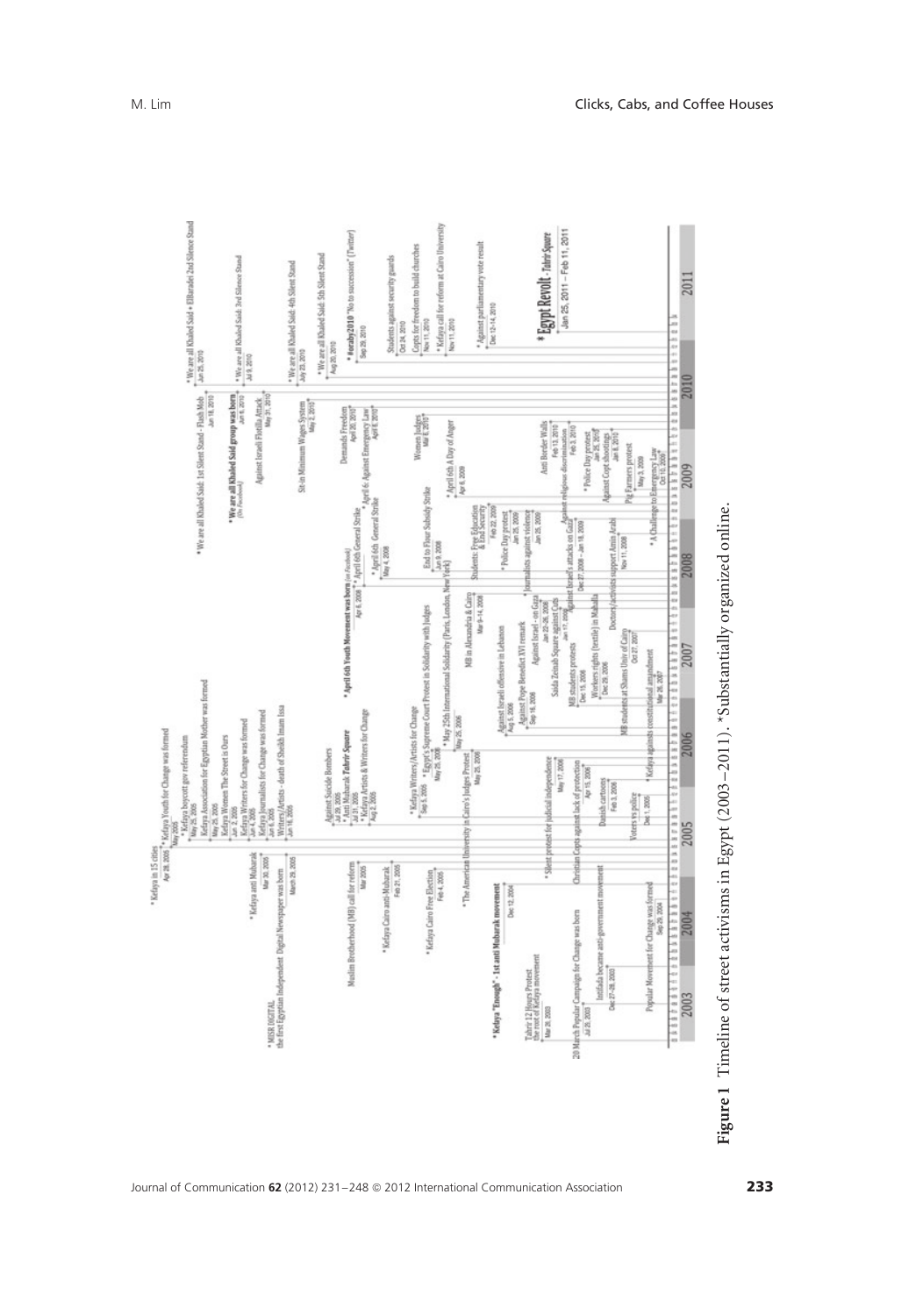**Figure 1** Timeline of street activisms in Egypt (2003–2011). *Substantially organized online.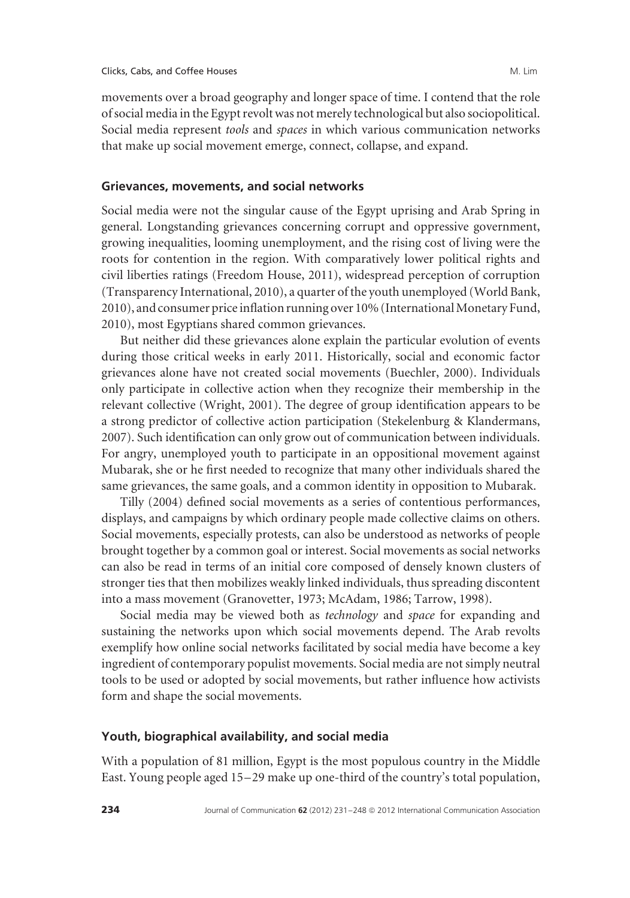movements over a broad geography and longer space of time. I contend that the role of social media in the Egypt revolt was not merely technological but also sociopolitical. Social media represent *tools* and *spaces* in which various communication networks that make up social movement emerge, connect, collapse, and expand.

## Grievances, movements, and social networks

Social media were not the singular cause of the Egypt uprising and Arab Spring in general. Longstanding grievances concerning corrupt and oppressive government, growing inequalities, looming unemployment, and the rising cost of living were the roots for contention in the region. With comparatively lower political rights and civil liberties ratings (Freedom House, 2011), widespread perception of corruption (Transparency International, 2010), a quarter of the youth unemployed (World Bank, 2010), and consumer price inflation running over 10% (International Monetary Fund, 2010), most Egyptians shared common grievances.

But neither did these grievances alone explain the particular evolution of events during those critical weeks in early 2011. Historically, social and economic factor grievances alone have not created social movements (Buechler, 2000). Individuals only participate in collective action when they recognize their membership in the relevant collective (Wright, 2001). The degree of group identification appears to be a strong predictor of collective action participation (Stekelenburg & Klandermans, 2007). Such identification can only grow out of communication between individuals. For angry, unemployed youth to participate in an oppositional movement against Mubarak, she or he first needed to recognize that many other individuals shared the same grievances, the same goals, and a common identity in opposition to Mubarak.

Tilly (2004) defined social movements as a series of contentious performances, displays, and campaigns by which ordinary people made collective claims on others. Social movements, especially protests, can also be understood as networks of people brought together by a common goal or interest. Social movements as social networks can also be read in terms of an initial core composed of densely known clusters of stronger ties that then mobilizes weakly linked individuals, thus spreading discontent into a mass movement (Granovetter, 1973; McAdam, 1986; Tarrow, 1998).

Social media may be viewed both as *technology* and *space* for expanding and sustaining the networks upon which social movements depend. The Arab revolts exemplify how online social networks facilitated by social media have become a key ingredient of contemporary populist movements. Social media are not simply neutral tools to be used or adopted by social movements, but rather influence how activists form and shape the social movements.

## Youth, biographical availability, and social media

With a population of 81 million, Egypt is the most populous country in the Middle East. Young people aged 15–29 make up one-third of the country's total population,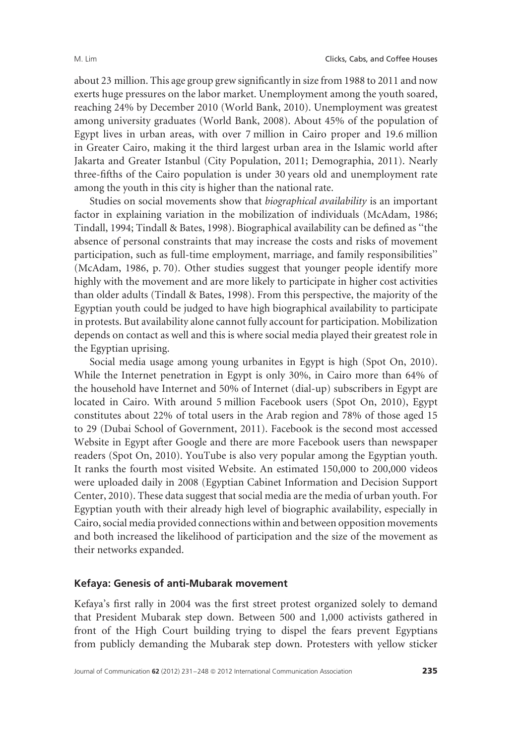about 23 million. This age group grew significantly in size from 1988 to 2011 and now exerts huge pressures on the labor market. Unemployment among the youth soared, reaching 24% by December 2010 (World Bank, 2010). Unemployment was greatest among university graduates (World Bank, 2008). About 45% of the population of Egypt lives in urban areas, with over 7 million in Cairo proper and 19.6 million in Greater Cairo, making it the third largest urban area in the Islamic world after Jakarta and Greater Istanbul (City Population, 2011; Demographia, 2011). Nearly three-fifths of the Cairo population is under 30 years old and unemployment rate among the youth in this city is higher than the national rate.

Studies on social movements show that *biographical availability* is an important factor in explaining variation in the mobilization of individuals (McAdam, 1986; Tindall, 1994; Tindall & Bates, 1998). Biographical availability can be defined as ''the absence of personal constraints that may increase the costs and risks of movement participation, such as full-time employment, marriage, and family responsibilities'' (McAdam, 1986, p. 70). Other studies suggest that younger people identify more highly with the movement and are more likely to participate in higher cost activities than older adults (Tindall & Bates, 1998). From this perspective, the majority of the Egyptian youth could be judged to have high biographical availability to participate in protests. But availability alone cannot fully account for participation. Mobilization depends on contact as well and this is where social media played their greatest role in the Egyptian uprising.

Social media usage among young urbanites in Egypt is high (Spot On, 2010). While the Internet penetration in Egypt is only 30%, in Cairo more than 64% of the household have Internet and 50% of Internet (dial-up) subscribers in Egypt are located in Cairo. With around 5 million Facebook users (Spot On, 2010), Egypt constitutes about 22% of total users in the Arab region and 78% of those aged 15 to 29 (Dubai School of Government, 2011). Facebook is the second most accessed Website in Egypt after Google and there are more Facebook users than newspaper readers (Spot On, 2010). YouTube is also very popular among the Egyptian youth. It ranks the fourth most visited Website. An estimated 150,000 to 200,000 videos were uploaded daily in 2008 (Egyptian Cabinet Information and Decision Support Center, 2010). These data suggest that social media are the media of urban youth. For Egyptian youth with their already high level of biographic availability, especially in Cairo, social media provided connections within and between opposition movements and both increased the likelihood of participation and the size of the movement as their networks expanded.

### Kefaya: Genesis of anti-Mubarak movement

Kefaya's first rally in 2004 was the first street protest organized solely to demand that President Mubarak step down. Between 500 and 1,000 activists gathered in front of the High Court building trying to dispel the fears prevent Egyptians from publicly demanding the Mubarak step down. Protesters with yellow sticker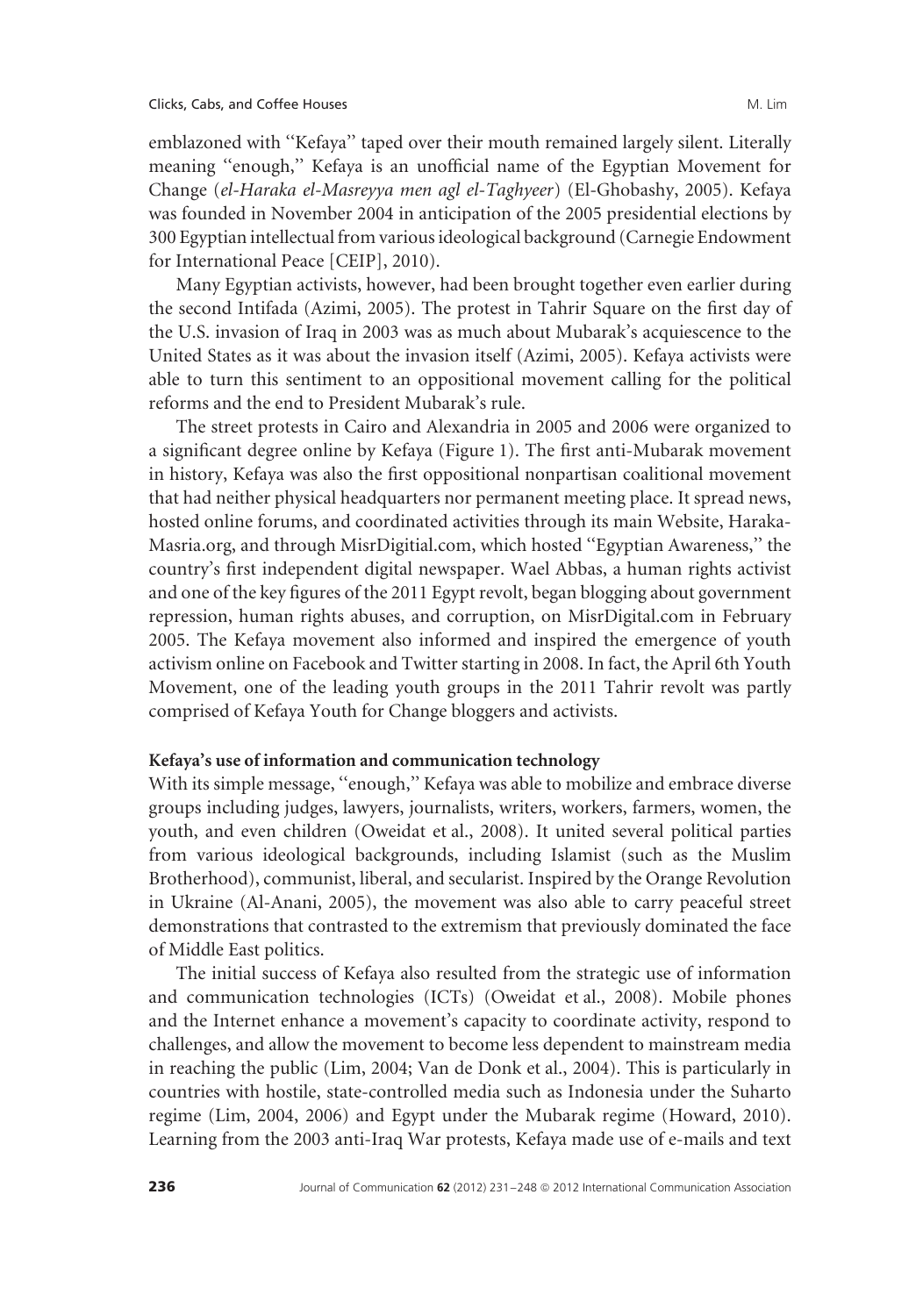emblazoned with "Kefaya" taped over their mouth remained largely silent. Literally meaning "enough," Kefaya is an unofficial name of the Egyptian Movement for Change (*el-Haraka el-Masreyya men agl el-Taghyeer*) (El-Ghobashy, 2005). Kefaya was founded in November 2004 in anticipation of the 2005 presidential elections by 300 Egyptian intellectual from various ideological background (Carnegie Endowment for International Peace [CEIP], 2010).

Many Egyptian activists, however, had been brought together even earlier during the second Intifada (Azimi, 2005). The protest in Tahrir Square on the first day of the U.S. invasion of Iraq in 2003 was as much about Mubarak's acquiescence to the United States as it was about the invasion itself (Azimi, 2005). Kefaya activists were able to turn this sentiment to an oppositional movement calling for the political reforms and the end to President Mubarak's rule.

The street protests in Cairo and Alexandria in 2005 and 2006 were organized to a significant degree online by Kefaya (Figure 1). The first anti-Mubarak movement in history, Kefaya was also the first oppositional nonpartisan coalitional movement that had neither physical headquarters nor permanent meeting place. It spread news, hosted online forums, and coordinated activities through its main Website, Haraka-Masria.org, and through MisrDigitial.com, which hosted "Egyptian Awareness," the country's first independent digital newspaper. Wael Abbas, a human rights activist and one of the key figures of the 2011 Egypt revolt, began blogging about government repression, human rights abuses, and corruption, on MisrDigital.com in February 2005. The Kefaya movement also informed and inspired the emergence of youth activism online on Facebook and Twitter starting in 2008. In fact, the April 6th Youth Movement, one of the leading youth groups in the 2011 Tahrir revolt was partly comprised of Kefaya Youth for Change bloggers and activists.

**Kefaya's use of information and communication technology**

With its simple message, "enough," Kefaya was able to mobilize and embrace diverse groups including judges, lawyers, journalists, writers, workers, farmers, women, the youth, and even children (Oweidat et al., 2008). It united several political parties from various ideological backgrounds, including Islamist (such as the Muslim Brotherhood), communist, liberal, and secularist. Inspired by the Orange Revolution in Ukraine (Al-Anani, 2005), the movement was also able to carry peaceful street demonstrations that contrasted to the extremism that previously dominated the face of Middle East politics.

The initial success of Kefaya also resulted from the strategic use of information and communication technologies (ICTs) (Oweidat et al., 2008). Mobile phones and the Internet enhance a movement's capacity to coordinate activity, respond to challenges, and allow the movement to become less dependent to mainstream media in reaching the public (Lim, 2004; Van de Donk et al., 2004). This is particularly in countries with hostile, state-controlled media such as Indonesia under the Suharto regime (Lim, 2004, 2006) and Egypt under the Mubarak regime (Howard, 2010). Learning from the 2003 anti-Iraq War protests, Kefaya made use of e-mails and text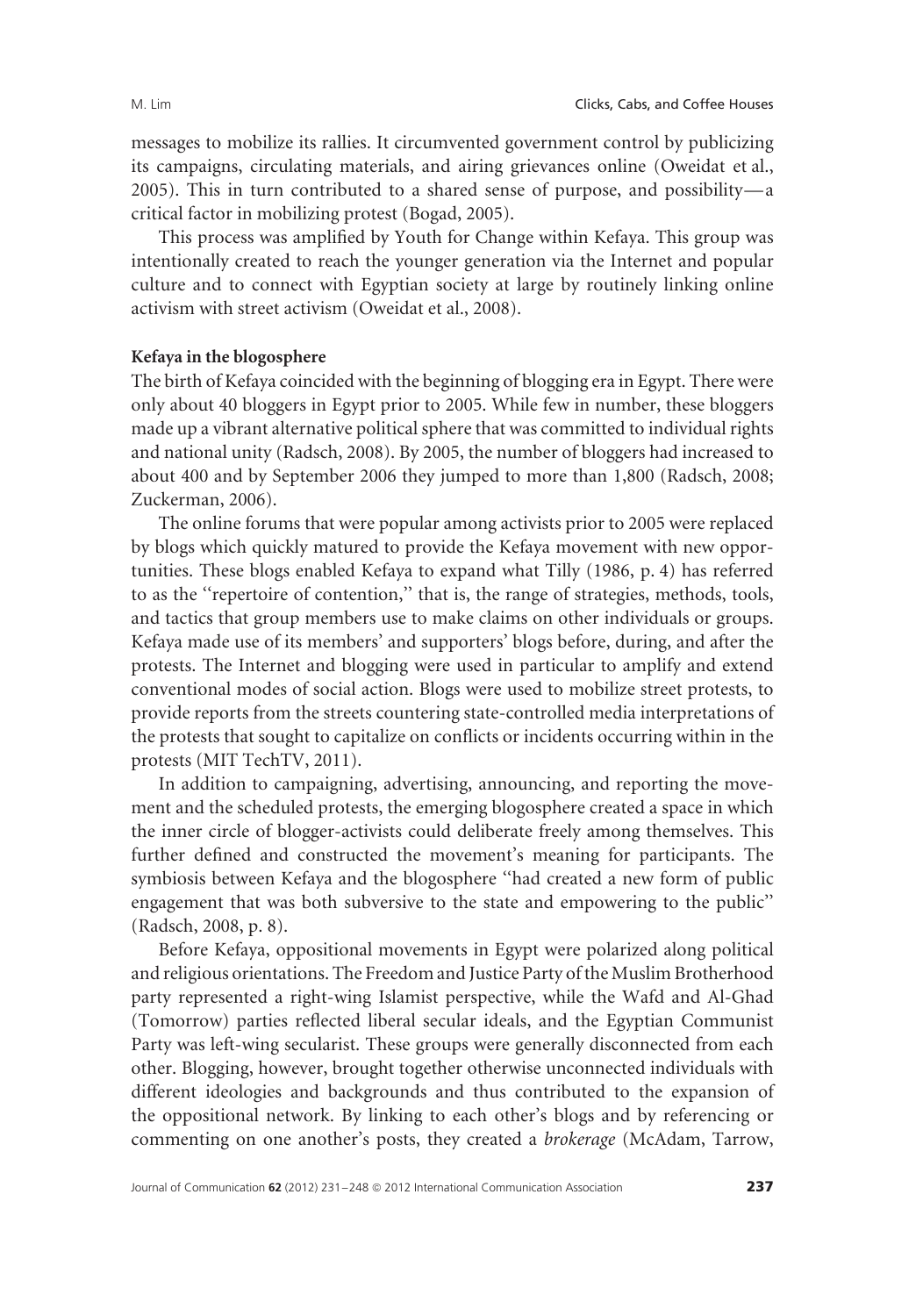messages to mobilize its rallies. It circumvented government control by publicizing its campaigns, circulating materials, and airing grievances online (Oweidat et al., 2005). This in turn contributed to a shared sense of purpose, and possibility—a critical factor in mobilizing protest (Bogad, 2005).

This process was amplified by Youth for Change within Kefaya. This group was intentionally created to reach the younger generation via the Internet and popular culture and to connect with Egyptian society at large by routinely linking online activism with street activism (Oweidat et al., 2008).

### Kefaya in the blogosphere

The birth of Kefaya coincided with the beginning of blogging era in Egypt. There were only about 40 bloggers in Egypt prior to 2005. While few in number, these bloggers made up a vibrant alternative political sphere that was committed to individual rights and national unity (Radsch, 2008). By 2005, the number of bloggers had increased to about 400 and by September 2006 they jumped to more than 1,800 (Radsch, 2008; Zuckerman, 2006).

The online forums that were popular among activists prior to 2005 were replaced by blogs which quickly matured to provide the Kefaya movement with new opportunities. These blogs enabled Kefaya to expand what Tilly (1986, p. 4) has referred to as the ''repertoire of contention,'' that is, the range of strategies, methods, tools, and tactics that group members use to make claims on other individuals or groups. Kefaya made use of its members' and supporters' blogs before, during, and after the protests. The Internet and blogging were used in particular to amplify and extend conventional modes of social action. Blogs were used to mobilize street protests, to provide reports from the streets countering state-controlled media interpretations of the protests that sought to capitalize on conflicts or incidents occurring within in the protests (MIT TechTV, 2011).

In addition to campaigning, advertising, announcing, and reporting the movement and the scheduled protests, the emerging blogosphere created a space in which the inner circle of blogger-activists could deliberate freely among themselves. This further defined and constructed the movement's meaning for participants. The symbiosis between Kefaya and the blogosphere ''had created a new form of public engagement that was both subversive to the state and empowering to the public'' (Radsch, 2008, p. 8).

Before Kefaya, oppositional movements in Egypt were polarized along political and religious orientations. The Freedom and Justice Party of the Muslim Brotherhood party represented a right-wing Islamist perspective, while the Wafd and Al-Ghad (Tomorrow) parties reflected liberal secular ideals, and the Egyptian Communist Party was left-wing secularist. These groups were generally disconnected from each other. Blogging, however, brought together otherwise unconnected individuals with different ideologies and backgrounds and thus contributed to the expansion of the oppositional network. By linking to each other's blogs and by referencing or commenting on one another's posts, they created a *brokerage* (McAdam, Tarrow,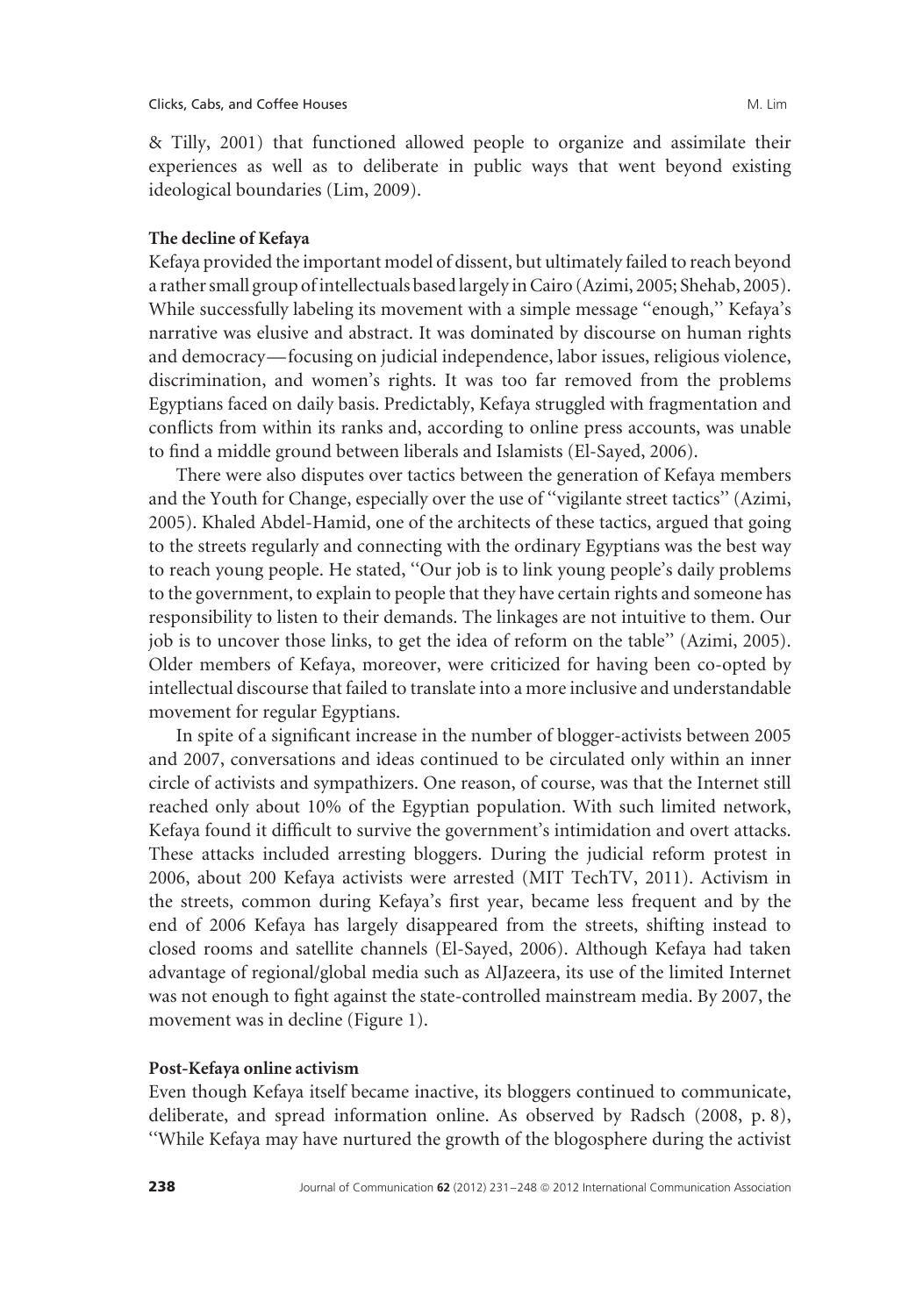& Tilly, 2001) that functioned allowed people to organize and assimilate their experiences as well as to deliberate in public ways that went beyond existing ideological boundaries (Lim, 2009).

### The decline of Kefaya

Kefaya provided the important model of dissent, but ultimately failed to reach beyond a rather small group of intellectuals based largely in Cairo (Azimi, 2005; Shehab, 2005). While successfully labeling its movement with a simple message "enough," Kefaya's narrative was elusive and abstract. It was dominated by discourse on human rights and democracy—focusing on judicial independence, labor issues, religious violence, discrimination, and women's rights. It was too far removed from the problems Egyptians faced on daily basis. Predictably, Kefaya struggled with fragmentation and conflicts from within its ranks and, according to online press accounts, was unable to find a middle ground between liberals and Islamists (El-Sayed, 2006).

There were also disputes over tactics between the generation of Kefaya members and the Youth for Change, especially over the use of "vigilante street tactics" (Azimi, 2005). Khaled Abdel-Hamid, one of the architects of these tactics, argued that going to the streets regularly and connecting with the ordinary Egyptians was the best way to reach young people. He stated, "Our job is to link young people's daily problems to the government, to explain to people that they have certain rights and someone has responsibility to listen to their demands. The linkages are not intuitive to them. Our job is to uncover those links, to get the idea of reform on the table" (Azimi, 2005). Older members of Kefaya, moreover, were criticized for having been co-opted by intellectual discourse that failed to translate into a more inclusive and understandable movement for regular Egyptians.

In spite of a significant increase in the number of blogger-activists between 2005 and 2007, conversations and ideas continued to be circulated only within an inner circle of activists and sympathizers. One reason, of course, was that the Internet still reached only about 10% of the Egyptian population. With such limited network, Kefaya found it difficult to survive the government's intimidation and overt attacks. These attacks included arresting bloggers. During the judicial reform protest in 2006, about 200 Kefaya activists were arrested (MIT TechTV, 2011). Activism in the streets, common during Kefaya's first year, became less frequent and by the end of 2006 Kefaya has largely disappeared from the streets, shifting instead to closed rooms and satellite channels (El-Sayed, 2006). Although Kefaya had taken advantage of regional/global media such as AlJazeera, its use of the limited Internet was not enough to fight against the state-controlled mainstream media. By 2007, the movement was in decline (Figure 1).

### Post-Kefaya online activism

Even though Kefaya itself became inactive, its bloggers continued to communicate, deliberate, and spread information online. As observed by Radsch (2008, p. 8), "While Kefaya may have nurtured the growth of the blogosphere during the activist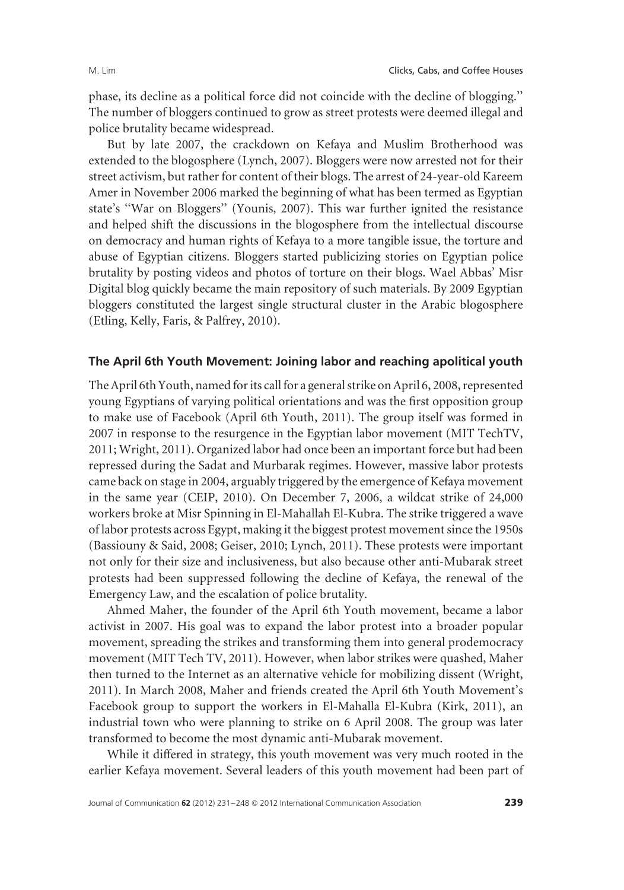phase, its decline as a political force did not coincide with the decline of blogging.'' The number of bloggers continued to grow as street protests were deemed illegal and police brutality became widespread.

But by late 2007, the crackdown on Kefaya and Muslim Brotherhood was extended to the blogosphere (Lynch, 2007). Bloggers were now arrested not for their street activism, but rather for content of their blogs. The arrest of 24-year-old Kareem Amer in November 2006 marked the beginning of what has been termed as Egyptian state's ''War on Bloggers'' (Younis, 2007). This war further ignited the resistance and helped shift the discussions in the blogosphere from the intellectual discourse on democracy and human rights of Kefaya to a more tangible issue, the torture and abuse of Egyptian citizens. Bloggers started publicizing stories on Egyptian police brutality by posting videos and photos of torture on their blogs. Wael Abbas' Misr Digital blog quickly became the main repository of such materials. By 2009 Egyptian bloggers constituted the largest single structural cluster in the Arabic blogosphere (Etling, Kelly, Faris, & Palfrey, 2010).

### The April 6th Youth Movement: Joining labor and reaching apolitical youth

The April 6th Youth, named for its call for a general strike on April 6, 2008, represented young Egyptians of varying political orientations and was the first opposition group to make use of Facebook (April 6th Youth, 2011). The group itself was formed in 2007 in response to the resurgence in the Egyptian labor movement (MIT TechTV, 2011; Wright, 2011). Organized labor had once been an important force but had been repressed during the Sadat and Murbarak regimes. However, massive labor protests came back on stage in 2004, arguably triggered by the emergence of Kefaya movement in the same year (CEIP, 2010). On December 7, 2006, a wildcat strike of 24,000 workers broke at Misr Spinning in El-Mahallah El-Kubra. The strike triggered a wave of labor protests across Egypt, making it the biggest protest movement since the 1950s (Bassiouny & Said, 2008; Geiser, 2010; Lynch, 2011). These protests were important not only for their size and inclusiveness, but also because other anti-Mubarak street protests had been suppressed following the decline of Kefaya, the renewal of the Emergency Law, and the escalation of police brutality.

Ahmed Maher, the founder of the April 6th Youth movement, became a labor activist in 2007. His goal was to expand the labor protest into a broader popular movement, spreading the strikes and transforming them into general prodemocracy movement (MIT Tech TV, 2011). However, when labor strikes were quashed, Maher then turned to the Internet as an alternative vehicle for mobilizing dissent (Wright, 2011). In March 2008, Maher and friends created the April 6th Youth Movement's Facebook group to support the workers in El-Mahalla El-Kubra (Kirk, 2011), an industrial town who were planning to strike on 6 April 2008. The group was later transformed to become the most dynamic anti-Mubarak movement.

While it differed in strategy, this youth movement was very much rooted in the earlier Kefaya movement. Several leaders of this youth movement had been part of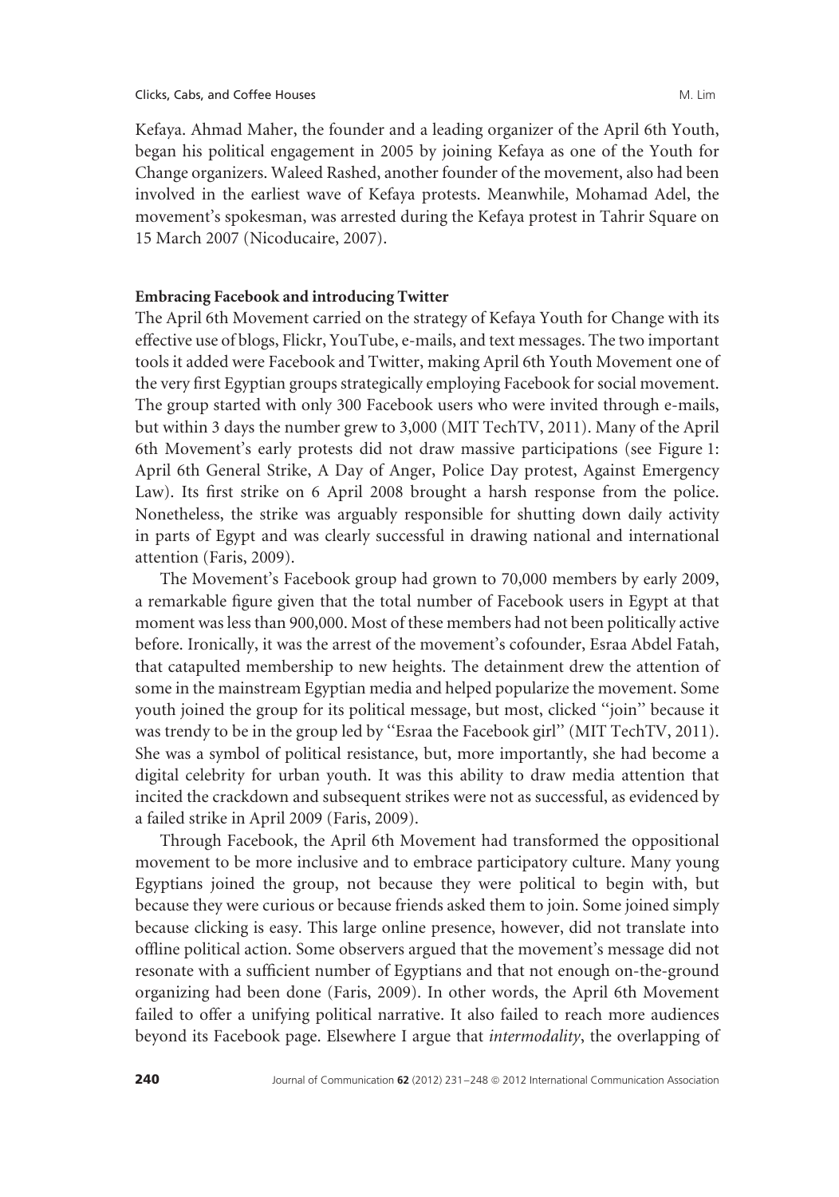Kefaya. Ahmad Maher, the founder and a leading organizer of the April 6th Youth, began his political engagement in 2005 by joining Kefaya as one of the Youth for Change organizers. Waleed Rashed, another founder of the movement, also had been involved in the earliest wave of Kefaya protests. Meanwhile, Mohamad Adel, the movement's spokesman, was arrested during the Kefaya protest in Tahrir Square on 15 March 2007 (Nicoducaire, 2007).

**Embracing Facebook and introducing Twitter**

The April 6th Movement carried on the strategy of Kefaya Youth for Change with its effective use of blogs, Flickr, YouTube, e-mails, and text messages. The two important tools it added were Facebook and Twitter, making April 6th Youth Movement one of the very first Egyptian groups strategically employing Facebook for social movement. The group started with only 300 Facebook users who were invited through e-mails, but within 3 days the number grew to 3,000 (MIT TechTV, 2011). Many of the April 6th Movement's early protests did not draw massive participations (see Figure 1: April 6th General Strike, A Day of Anger, Police Day protest, Against Emergency Law). Its first strike on 6 April 2008 brought a harsh response from the police. Nonetheless, the strike was arguably responsible for shutting down daily activity in parts of Egypt and was clearly successful in drawing national and international attention (Faris, 2009).

The Movement's Facebook group had grown to 70,000 members by early 2009, a remarkable figure given that the total number of Facebook users in Egypt at that moment was less than 900,000. Most of these members had not been politically active before. Ironically, it was the arrest of the movement's cofounder, Esraa Abdel Fatah, that catapulted membership to new heights. The detainment drew the attention of some in the mainstream Egyptian media and helped popularize the movement. Some youth joined the group for its political message, but most, clicked ''join'' because it was trendy to be in the group led by ''Esraa the Facebook girl'' (MIT TechTV, 2011). She was a symbol of political resistance, but, more importantly, she had become a digital celebrity for urban youth. It was this ability to draw media attention that incited the crackdown and subsequent strikes were not as successful, as evidenced by a failed strike in April 2009 (Faris, 2009).

Through Facebook, the April 6th Movement had transformed the oppositional movement to be more inclusive and to embrace participatory culture. Many young Egyptians joined the group, not because they were political to begin with, but because they were curious or because friends asked them to join. Some joined simply because clicking is easy. This large online presence, however, did not translate into offline political action. Some observers argued that the movement's message did not resonate with a sufficient number of Egyptians and that not enough on-the-ground organizing had been done (Faris, 2009). In other words, the April 6th Movement failed to offer a unifying political narrative. It also failed to reach more audiences beyond its Facebook page. Elsewhere I argue that *intermodality*, the overlapping of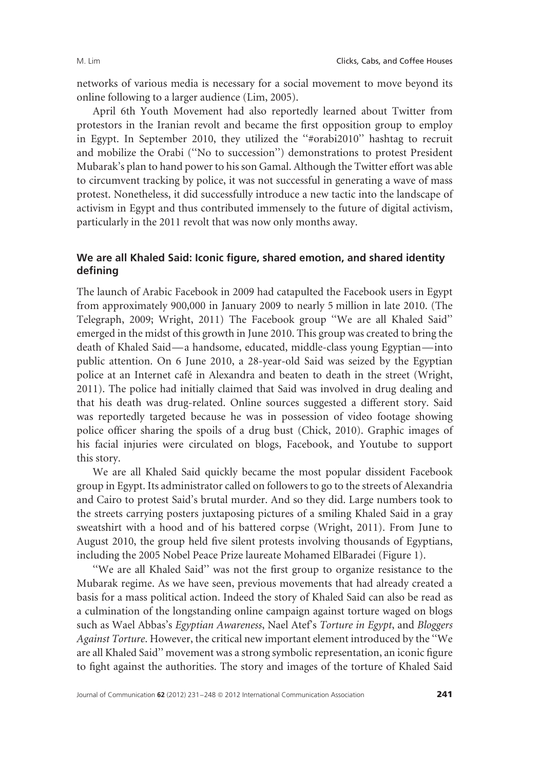networks of various media is necessary for a social movement to move beyond its online following to a larger audience (Lim, 2005).

April 6th Youth Movement had also reportedly learned about Twitter from protestors in the Iranian revolt and became the first opposition group to employ in Egypt. In September 2010, they utilized the ''#orabi2010'' hashtag to recruit and mobilize the Orabi (''No to succession'') demonstrations to protest President Mubarak's plan to hand power to his son Gamal. Although the Twitter effort was able to circumvent tracking by police, it was not successful in generating a wave of mass protest. Nonetheless, it did successfully introduce a new tactic into the landscape of activism in Egypt and thus contributed immensely to the future of digital activism, particularly in the 2011 revolt that was now only months away.

### We are all Khaled Said: Iconic figure, shared emotion, and shared identity defining

The launch of Arabic Facebook in 2009 had catapulted the Facebook users in Egypt from approximately 900,000 in January 2009 to nearly 5 million in late 2010. (The Telegraph, 2009; Wright, 2011) The Facebook group ''We are all Khaled Said'' emerged in the midst of this growth in June 2010. This group was created to bring the death of Khaled Said—a handsome, educated, middle-class young Egyptian—into public attention. On 6 June 2010, a 28-year-old Said was seized by the Egyptian police at an Internet café in Alexandra and beaten to death in the street (Wright, 2011). The police had initially claimed that Said was involved in drug dealing and that his death was drug-related. Online sources suggested a different story. Said was reportedly targeted because he was in possession of video footage showing police officer sharing the spoils of a drug bust (Chick, 2010). Graphic images of his facial injuries were circulated on blogs, Facebook, and Youtube to support this story.

We are all Khaled Said quickly became the most popular dissident Facebook group in Egypt. Its administrator called on followers to go to the streets of Alexandria and Cairo to protest Said's brutal murder. And so they did. Large numbers took to the streets carrying posters juxtaposing pictures of a smiling Khaled Said in a gray sweatshirt with a hood and of his battered corpse (Wright, 2011). From June to August 2010, the group held five silent protests involving thousands of Egyptians, including the 2005 Nobel Peace Prize laureate Mohamed ElBaradei (Figure 1).

''We are all Khaled Said'' was not the first group to organize resistance to the Mubarak regime. As we have seen, previous movements that had already created a basis for a mass political action. Indeed the story of Khaled Said can also be read as a culmination of the longstanding online campaign against torture waged on blogs such as Wael Abbas's *Egyptian Awareness*, Nael Atef's *Torture in Egypt*, and *Bloggers Against Torture*. However, the critical new important element introduced by the ''We are all Khaled Said'' movement was a strong symbolic representation, an iconic figure to fight against the authorities. The story and images of the torture of Khaled Said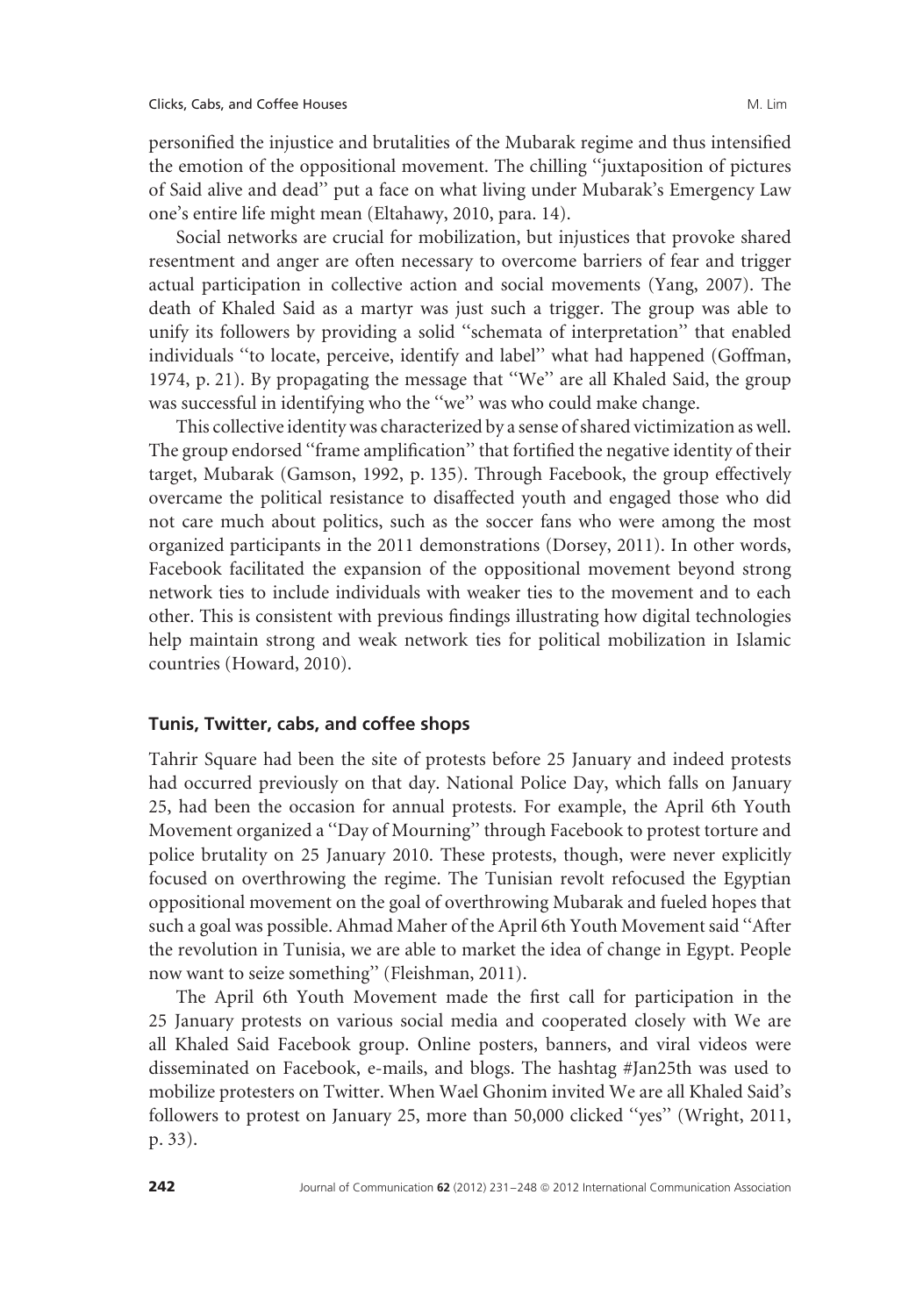personified the injustice and brutalities of the Mubarak regime and thus intensified the emotion of the oppositional movement. The chilling ''juxtaposition of pictures of Said alive and dead'' put a face on what living under Mubarak's Emergency Law one's entire life might mean (Eltahawy, 2010, para. 14).

Social networks are crucial for mobilization, but injustices that provoke shared resentment and anger are often necessary to overcome barriers of fear and trigger actual participation in collective action and social movements (Yang, 2007). The death of Khaled Said as a martyr was just such a trigger. The group was able to unify its followers by providing a solid ''schemata of interpretation'' that enabled individuals ''to locate, perceive, identify and label'' what had happened (Goffman, 1974, p. 21). By propagating the message that ''We'' are all Khaled Said, the group was successful in identifying who the ''we'' was who could make change.

This collective identity was characterized by a sense of shared victimization as well. The group endorsed ''frame amplification'' that fortified the negative identity of their target, Mubarak (Gamson, 1992, p. 135). Through Facebook, the group effectively overcame the political resistance to disaffected youth and engaged those who did not care much about politics, such as the soccer fans who were among the most organized participants in the 2011 demonstrations (Dorsey, 2011). In other words, Facebook facilitated the expansion of the oppositional movement beyond strong network ties to include individuals with weaker ties to the movement and to each other. This is consistent with previous findings illustrating how digital technologies help maintain strong and weak network ties for political mobilization in Islamic countries (Howard, 2010).

### Tunis, Twitter, cabs, and coffee shops

Tahrir Square had been the site of protests before 25 January and indeed protests had occurred previously on that day. National Police Day, which falls on January 25, had been the occasion for annual protests. For example, the April 6th Youth Movement organized a ''Day of Mourning'' through Facebook to protest torture and police brutality on 25 January 2010. These protests, though, were never explicitly focused on overthrowing the regime. The Tunisian revolt refocused the Egyptian oppositional movement on the goal of overthrowing Mubarak and fueled hopes that such a goal was possible. Ahmad Maher of the April 6th Youth Movement said ''After the revolution in Tunisia, we are able to market the idea of change in Egypt. People now want to seize something'' (Fleishman, 2011).

The April 6th Youth Movement made the first call for participation in the 25 January protests on various social media and cooperated closely with We are all Khaled Said Facebook group. Online posters, banners, and viral videos were disseminated on Facebook, e-mails, and blogs. The hashtag #Jan25th was used to mobilize protesters on Twitter. When Wael Ghonim invited We are all Khaled Said's followers to protest on January 25, more than 50,000 clicked ''yes'' (Wright, 2011, p. 33).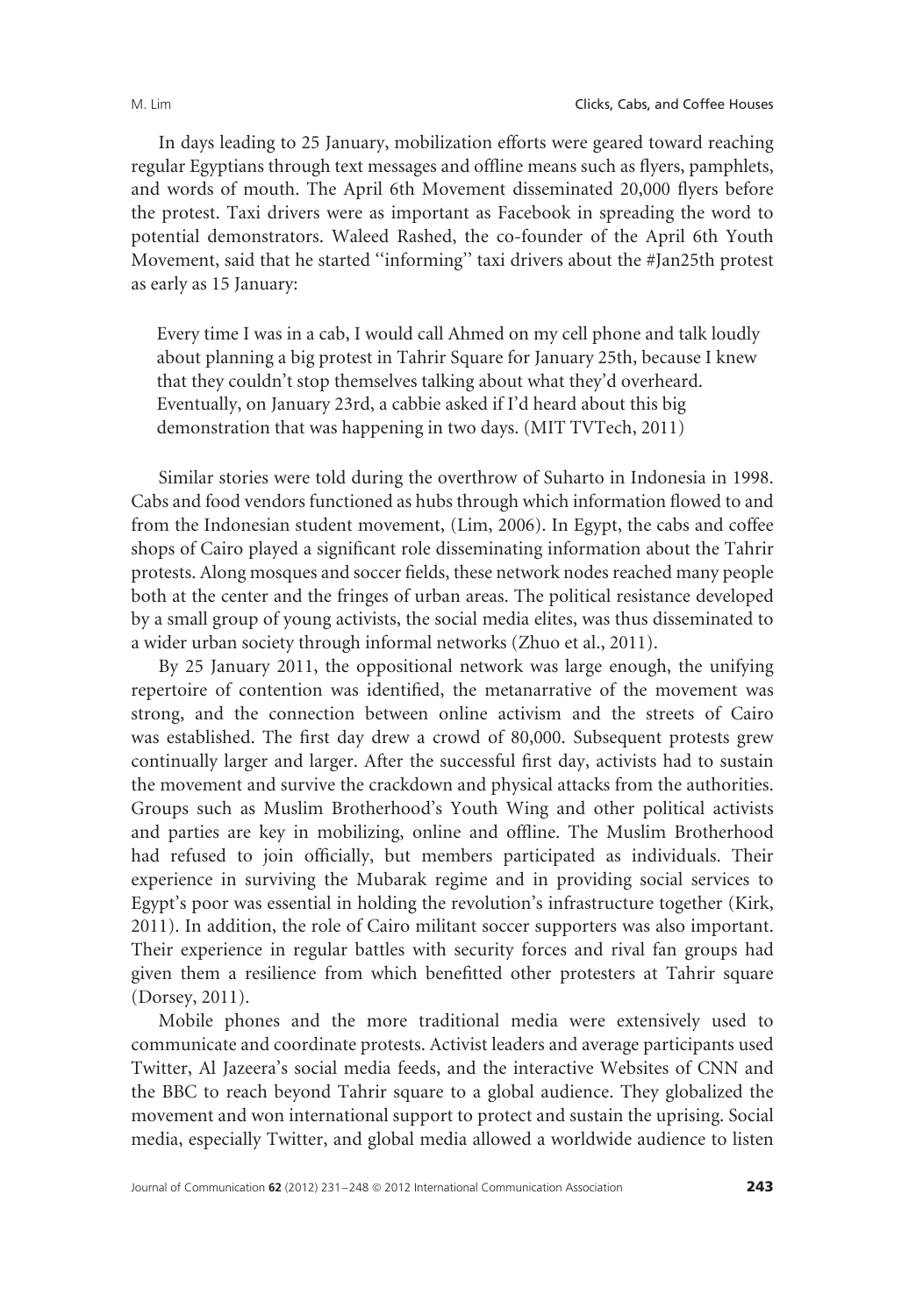In days leading to 25 January, mobilization efforts were geared toward reaching regular Egyptians through text messages and offline means such as flyers, pamphlets, and words of mouth. The April 6th Movement disseminated 20,000 flyers before the protest. Taxi drivers were as important as Facebook in spreading the word to potential demonstrators. Waleed Rashed, the co-founder of the April 6th Youth Movement, said that he started ''informing'' taxi drivers about the #Jan25th protest as early as 15 January:

> Every time I was in a cab, I would call Ahmed on my cell phone and talk loudly about planning a big protest in Tahrir Square for January 25th, because I knew that they couldn't stop themselves talking about what they'd overheard. Eventually, on January 23rd, a cabbie asked if I'd heard about this big demonstration that was happening in two days. (MIT TVTech, 2011)

Similar stories were told during the overthrow of Suharto in Indonesia in 1998. Cabs and food vendors functioned as hubs through which information flowed to and from the Indonesian student movement, (Lim, 2006). In Egypt, the cabs and coffee shops of Cairo played a significant role disseminating information about the Tahrir protests. Along mosques and soccer fields, these network nodes reached many people both at the center and the fringes of urban areas. The political resistance developed by a small group of young activists, the social media elites, was thus disseminated to a wider urban society through informal networks (Zhuo et al., 2011).

By 25 January 2011, the oppositional network was large enough, the unifying repertoire of contention was identified, the metanarrative of the movement was strong, and the connection between online activism and the streets of Cairo was established. The first day drew a crowd of 80,000. Subsequent protests grew continually larger and larger. After the successful first day, activists had to sustain the movement and survive the crackdown and physical attacks from the authorities. Groups such as Muslim Brotherhood's Youth Wing and other political activists and parties are key in mobilizing, online and offline. The Muslim Brotherhood had refused to join officially, but members participated as individuals. Their experience in surviving the Mubarak regime and in providing social services to Egypt's poor was essential in holding the revolution's infrastructure together (Kirk, 2011). In addition, the role of Cairo militant soccer supporters was also important. Their experience in regular battles with security forces and rival fan groups had given them a resilience from which benefitted other protesters at Tahrir square (Dorsey, 2011).

Mobile phones and the more traditional media were extensively used to communicate and coordinate protests. Activist leaders and average participants used Twitter, Al Jazeera's social media feeds, and the interactive Websites of CNN and the BBC to reach beyond Tahrir square to a global audience. They globalized the movement and won international support to protect and sustain the uprising. Social media, especially Twitter, and global media allowed a worldwide audience to listen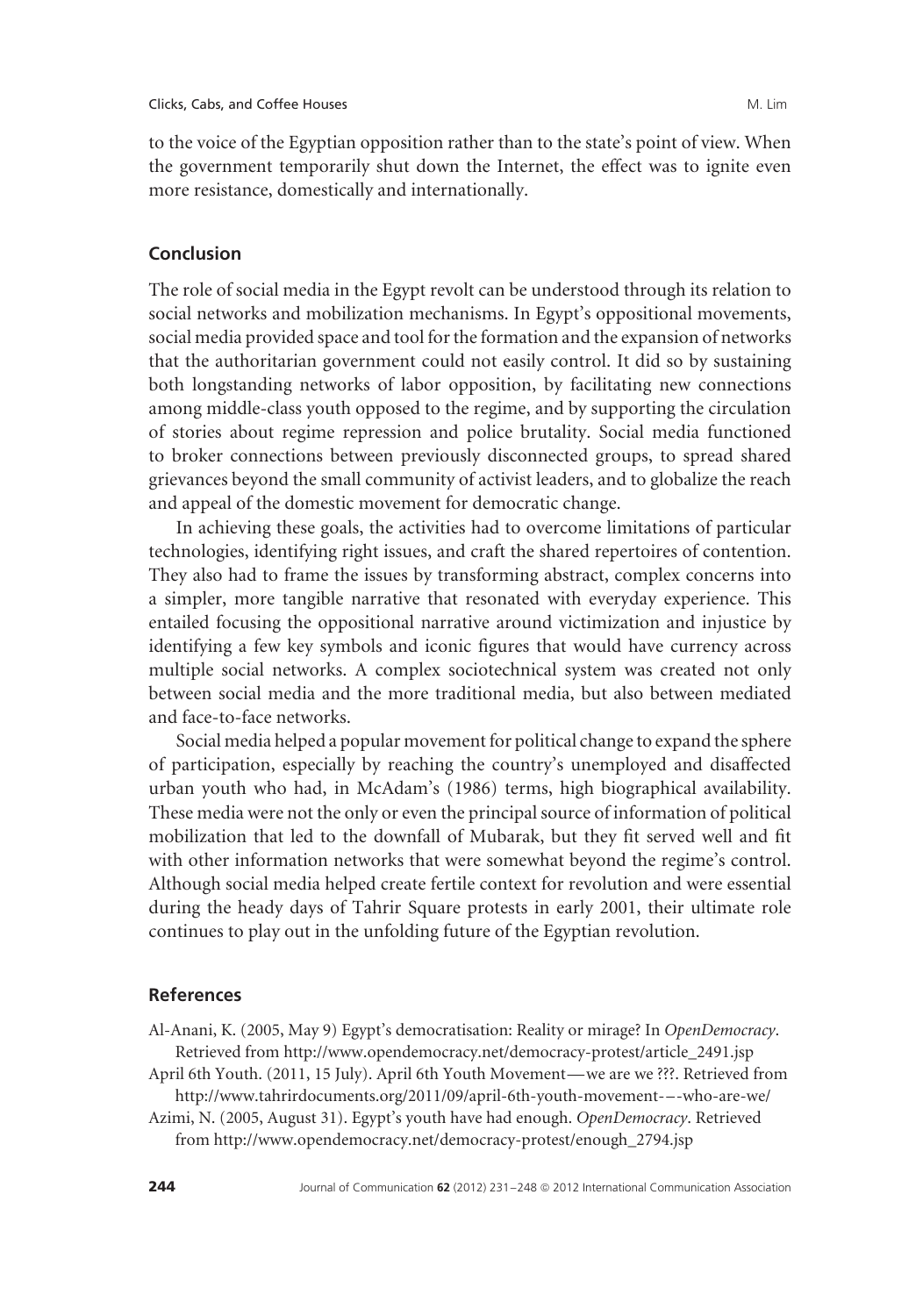to the voice of the Egyptian opposition rather than to the state's point of view. When the government temporarily shut down the Internet, the effect was to ignite even more resistance, domestically and internationally.

## Conclusion

The role of social media in the Egypt revolt can be understood through its relation to social networks and mobilization mechanisms. In Egypt's oppositional movements, social media provided space and tool for the formation and the expansion of networks that the authoritarian government could not easily control. It did so by sustaining both longstanding networks of labor opposition, by facilitating new connections among middle-class youth opposed to the regime, and by supporting the circulation of stories about regime repression and police brutality. Social media functioned to broker connections between previously disconnected groups, to spread shared grievances beyond the small community of activist leaders, and to globalize the reach and appeal of the domestic movement for democratic change.

In achieving these goals, the activities had to overcome limitations of particular technologies, identifying right issues, and craft the shared repertoires of contention. They also had to frame the issues by transforming abstract, complex concerns into a simpler, more tangible narrative that resonated with everyday experience. This entailed focusing the oppositional narrative around victimization and injustice by identifying a few key symbols and iconic figures that would have currency across multiple social networks. A complex sociotechnical system was created not only between social media and the more traditional media, but also between mediated and face-to-face networks.

Social media helped a popular movement for political change to expand the sphere of participation, especially by reaching the country's unemployed and disaffected urban youth who had, in McAdam's (1986) terms, high biographical availability. These media were not the only or even the principal source of information of political mobilization that led to the downfall of Mubarak, but they fit served well and fit with other information networks that were somewhat beyond the regime's control. Although social media helped create fertile context for revolution and were essential during the heady days of Tahrir Square protests in early 2001, their ultimate role continues to play out in the unfolding future of the Egyptian revolution.

## References

Al-Anani, K. (2005, May 9) Egypt's democratisation: Reality or mirage? In *OpenDemocracy*. Retrieved from http://www.opendemocracy.net/democracy-protest/article_2491.jsp

April 6th Youth. (2011, 15 July). April 6th Youth Movement—we are we ???. Retrieved from http://www.tahrirdocuments.org/2011/09/april-6th-youth-movement-–-who-are-we/

Azimi, N. (2005, August 31). Egypt's youth have had enough. *OpenDemocracy*. Retrieved from http://www.opendemocracy.net/democracy-protest/enough_2794.jsp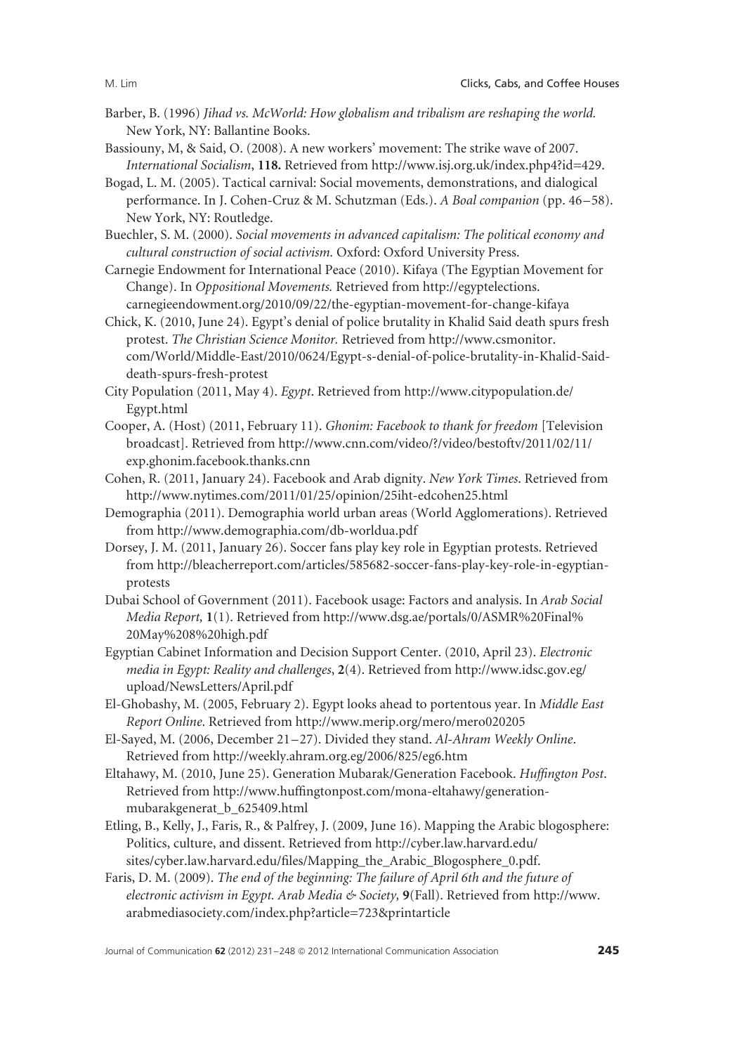Barber, B. (1996) *Jihad vs. McWorld: How globalism and tribalism are reshaping the world.* New York, NY: Ballantine Books.

Bassiouny, M, & Said, O. (2008). A new workers' movement: The strike wave of 2007. *International Socialism*, **118.** Retrieved from http://www.isj.org.uk/index.php4?id=429.

Bogad, L. M. (2005). Tactical carnival: Social movements, demonstrations, and dialogical performance. In J. Cohen-Cruz & M. Schutzman (Eds.). *A Boal companion* (pp. 46–58). New York, NY: Routledge.

Buechler, S. M. (2000). *Social movements in advanced capitalism: The political economy and cultural construction of social activism.* Oxford: Oxford University Press.

Carnegie Endowment for International Peace (2010). Kifaya (The Egyptian Movement for Change). In *Oppositional Movements.* Retrieved from http://egyptelections.carnegieendowment.org/2010/09/22/the-egyptian-movement-for-change-kifaya

Chick, K. (2010, June 24). Egypt's denial of police brutality in Khalid Said death spurs fresh protest. *The Christian Science Monitor.* Retrieved from http://www.csmonitor.com/World/Middle-East/2010/0624/Egypt-s-denial-of-police-brutality-in-Khalid-Said-death-spurs-fresh-protest

City Population (2011, May 4). *Egypt*. Retrieved from http://www.citypopulation.de/Egypt.html

Cooper, A. (Host) (2011, February 11). *Ghonim: Facebook to thank for freedom* [Television broadcast]. Retrieved from http://www.cnn.com/video/?/video/bestoftv/2011/02/11/exp.ghonim.facebook.thanks.cnn

Cohen, R. (2011, January 24). Facebook and Arab dignity. *New York Times*. Retrieved from http://www.nytimes.com/2011/01/25/opinion/25iht-edcohen25.html

Demographia (2011). Demographia world urban areas (World Agglomerations). Retrieved from http://www.demographia.com/db-worldua.pdf

Dorsey, J. M. (2011, January 26). Soccer fans play key role in Egyptian protests. Retrieved from http://bleacherreport.com/articles/585682-soccer-fans-play-key-role-in-egyptian-protests

Dubai School of Government (2011). Facebook usage: Factors and analysis. In *Arab Social Media Report,* **1**(1). Retrieved from http://www.dsg.ae/portals/0/ASMR%20Final%20May%208%20high.pdf

Egyptian Cabinet Information and Decision Support Center. (2010, April 23). *Electronic media in Egypt: Reality and challenges*, **2**(4). Retrieved from http://www.idsc.gov.eg/upload/NewsLetters/April.pdf

El-Ghobashy, M. (2005, February 2). Egypt looks ahead to portentous year. In *Middle East Report Online*. Retrieved from http://www.merip.org/mero/mero020205

El-Sayed, M. (2006, December 21–27). Divided they stand. *Al-Ahram Weekly Online*. Retrieved from http://weekly.ahram.org.eg/2006/825/eg6.htm

Eltahawy, M. (2010, June 25). Generation Mubarak/Generation Facebook. *Huffington Post*. Retrieved from http://www.huffingtonpost.com/mona-eltahawy/generation-mubarakgenerat_b_625409.html

Etling, B., Kelly, J., Faris, R., & Palfrey, J. (2009, June 16). Mapping the Arabic blogosphere: Politics, culture, and dissent. Retrieved from http://cyber.law.harvard.edu/sites/cyber.law.harvard.edu/files/Mapping_the_Arabic_Blogosphere_0.pdf.

Faris, D. M. (2009). *The end of the beginning: The failure of April 6th and the future of electronic activism in Egypt. Arab Media & Society*, **9**(Fall). Retrieved from http://www.arabmediasociety.com/index.php?article=723&printarticle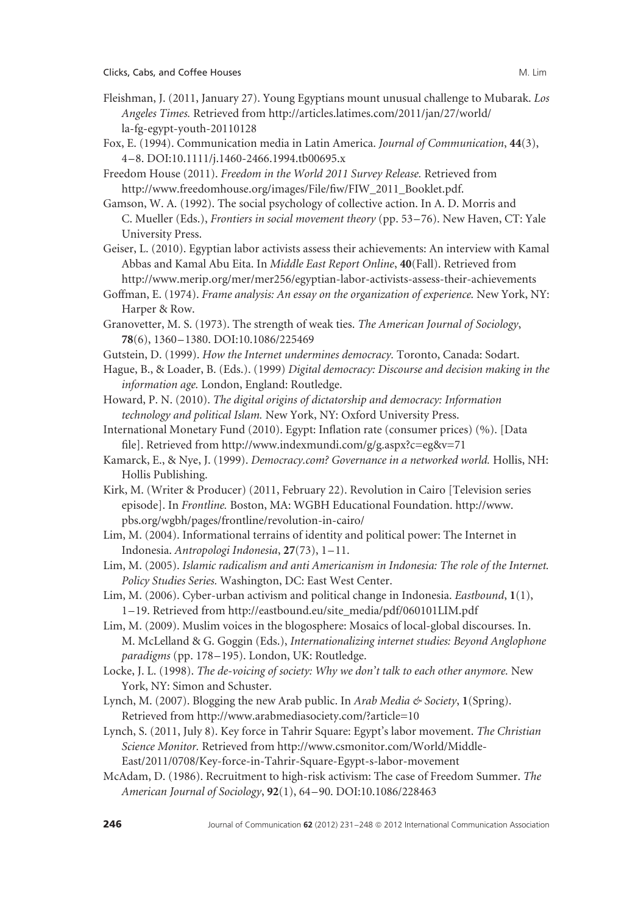Fleishman, J. (2011, January 27). Young Egyptians mount unusual challenge to Mubarak. *Los Angeles Times.* Retrieved from http://articles.latimes.com/2011/jan/27/world/la-fg-egypt-youth-20110128

Fox, E. (1994). Communication media in Latin America. *Journal of Communication*, **44**(3), 4–8. DOI:10.1111/j.1460-2466.1994.tb00695.x

Freedom House (2011). *Freedom in the World 2011 Survey Release.* Retrieved from http://www.freedomhouse.org/images/File/fiw/FIW_2011_Booklet.pdf.

Gamson, W. A. (1992). The social psychology of collective action. In A. D. Morris and C. Mueller (Eds.), *Frontiers in social movement theory* (pp. 53–76). New Haven, CT: Yale University Press.

Geiser, L. (2010). Egyptian labor activists assess their achievements: An interview with Kamal Abbas and Kamal Abu Eita. In *Middle East Report Online*, **40**(Fall). Retrieved from http://www.merip.org/mer/mer256/egyptian-labor-activists-assess-their-achievements

Goffman, E. (1974). *Frame analysis: An essay on the organization of experience.* New York, NY: Harper & Row.

Granovetter, M. S. (1973). The strength of weak ties. *The American Journal of Sociology*, **78**(6), 1360–1380. DOI:10.1086/225469

Gutstein, D. (1999). *How the Internet undermines democracy.* Toronto, Canada: Sodart.

Hague, B., & Loader, B. (Eds.). (1999) *Digital democracy: Discourse and decision making in the information age.* London, England: Routledge.

Howard, P. N. (2010). *The digital origins of dictatorship and democracy: Information technology and political Islam.* New York, NY: Oxford University Press.

International Monetary Fund (2010). Egypt: Inflation rate (consumer prices) (%). [Data file]. Retrieved from http://www.indexmundi.com/g/g.aspx?c=eg&v=71

Kamarck, E., & Nye, J. (1999). *Democracy.com? Governance in a networked world.* Hollis, NH: Hollis Publishing.

Kirk, M. (Writer & Producer) (2011, February 22). Revolution in Cairo [Television series episode]. In *Frontline.* Boston, MA: WGBH Educational Foundation. http://www.pbs.org/wgbh/pages/frontline/revolution-in-cairo/

Lim, M. (2004). Informational terrains of identity and political power: The Internet in Indonesia. *Antropologi Indonesia*, **27**(73), 1–11.

Lim, M. (2005). *Islamic radicalism and anti Americanism in Indonesia: The role of the Internet. Policy Studies Series.* Washington, DC: East West Center.

Lim, M. (2006). Cyber-urban activism and political change in Indonesia. *Eastbound*, **1**(1), 1–19. Retrieved from http://eastbound.eu/site_media/pdf/060101LIM.pdf

Lim, M. (2009). Muslim voices in the blogosphere: Mosaics of local-global discourses. In. M. McLelland & G. Goggin (Eds.), *Internationalizing internet studies: Beyond Anglophone paradigms* (pp. 178–195). London, UK: Routledge.

Locke, J. L. (1998). *The de-voicing of society: Why we don't talk to each other anymore.* New York, NY: Simon and Schuster.

Lynch, M. (2007). Blogging the new Arab public. In *Arab Media & Society*, **1**(Spring). Retrieved from http://www.arabmediasociety.com/?article=10

Lynch, S. (2011, July 8). Key force in Tahrir Square: Egypt's labor movement. *The Christian Science Monitor.* Retrieved from http://www.csmonitor.com/World/Middle-East/2011/0708/Key-force-in-Tahrir-Square-Egypt-s-labor-movement

McAdam, D. (1986). Recruitment to high-risk activism: The case of Freedom Summer. *The American Journal of Sociology*, **92**(1), 64–90. DOI:10.1086/228463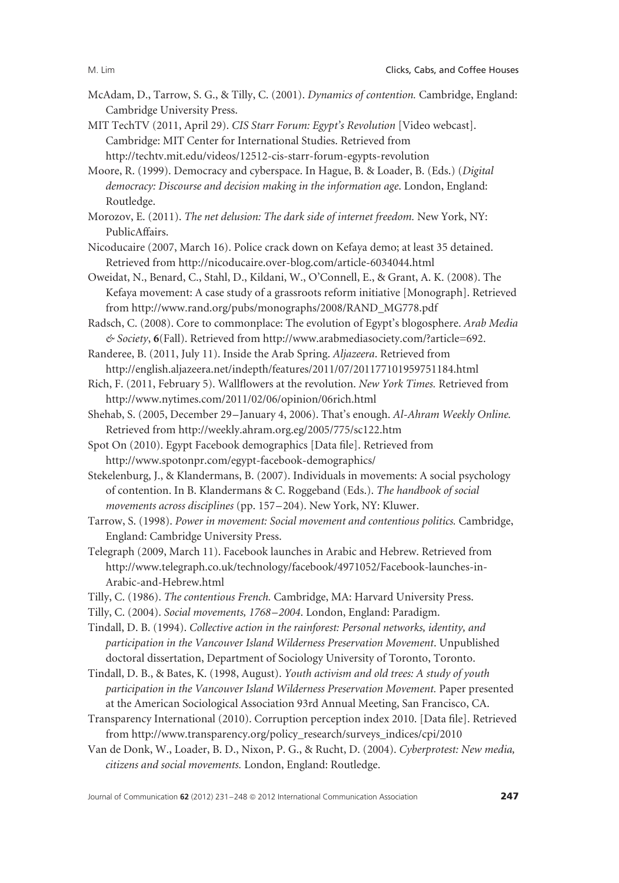McAdam, D., Tarrow, S. G., & Tilly, C. (2001). *Dynamics of contention.* Cambridge, England: Cambridge University Press.

MIT TechTV (2011, April 29). *CIS Starr Forum: Egypt's Revolution* [Video webcast]. Cambridge: MIT Center for International Studies. Retrieved from http://techtv.mit.edu/videos/12512-cis-starr-forum-egypts-revolution

Moore, R. (1999). Democracy and cyberspace. In Hague, B. & Loader, B. (Eds.) (*Digital democracy: Discourse and decision making in the information age*. London, England: Routledge.

Morozov, E. (2011). *The net delusion: The dark side of internet freedom.* New York, NY: PublicAffairs.

Nicoducaire (2007, March 16). Police crack down on Kefaya demo; at least 35 detained. Retrieved from http://nicoducaire.over-blog.com/article-6034044.html

Oweidat, N., Benard, C., Stahl, D., Kildani, W., O'Connell, E., & Grant, A. K. (2008). The Kefaya movement: A case study of a grassroots reform initiative [Monograph]. Retrieved from http://www.rand.org/pubs/monographs/2008/RAND_MG778.pdf

Radsch, C. (2008). Core to commonplace: The evolution of Egypt's blogosphere. *Arab Media & Society*, **6**(Fall). Retrieved from http://www.arabmediasociety.com/?article=692.

Randeree, B. (2011, July 11). Inside the Arab Spring. *Aljazeera*. Retrieved from http://english.aljazeera.net/indepth/features/2011/07/201177101959751184.html

Rich, F. (2011, February 5). Wallflowers at the revolution. *New York Times.* Retrieved from http://www.nytimes.com/2011/02/06/opinion/06rich.html

Shehab, S. (2005, December 29–January 4, 2006). That's enough. *Al-Ahram Weekly Online.* Retrieved from http://weekly.ahram.org.eg/2005/775/sc122.htm

Spot On (2010). Egypt Facebook demographics [Data file]. Retrieved from http://www.spotonpr.com/egypt-facebook-demographics/

Stekelenburg, J., & Klandermans, B. (2007). Individuals in movements: A social psychology of contention. In B. Klandermans & C. Roggeband (Eds.). *The handbook of social movements across disciplines* (pp. 157–204). New York, NY: Kluwer.

Tarrow, S. (1998). *Power in movement: Social movement and contentious politics.* Cambridge, England: Cambridge University Press.

Telegraph (2009, March 11). Facebook launches in Arabic and Hebrew. Retrieved from http://www.telegraph.co.uk/technology/facebook/4971052/Facebook-launches-in-Arabic-and-Hebrew.html

Tilly, C. (1986). *The contentious French.* Cambridge, MA: Harvard University Press.

Tilly, C. (2004). *Social movements, 1768–2004*. London, England: Paradigm.

Tindall, D. B. (1994). *Collective action in the rainforest: Personal networks, identity, and participation in the Vancouver Island Wilderness Preservation Movement*. Unpublished doctoral dissertation, Department of Sociology University of Toronto, Toronto.

Tindall, D. B., & Bates, K. (1998, August). *Youth activism and old trees: A study of youth participation in the Vancouver Island Wilderness Preservation Movement.* Paper presented at the American Sociological Association 93rd Annual Meeting, San Francisco, CA.

Transparency International (2010). Corruption perception index 2010. [Data file]. Retrieved from http://www.transparency.org/policy_research/surveys_indices/cpi/2010

Van de Donk, W., Loader, B. D., Nixon, P. G., & Rucht, D. (2004). *Cyberprotest: New media, citizens and social movements.* London, England: Routledge.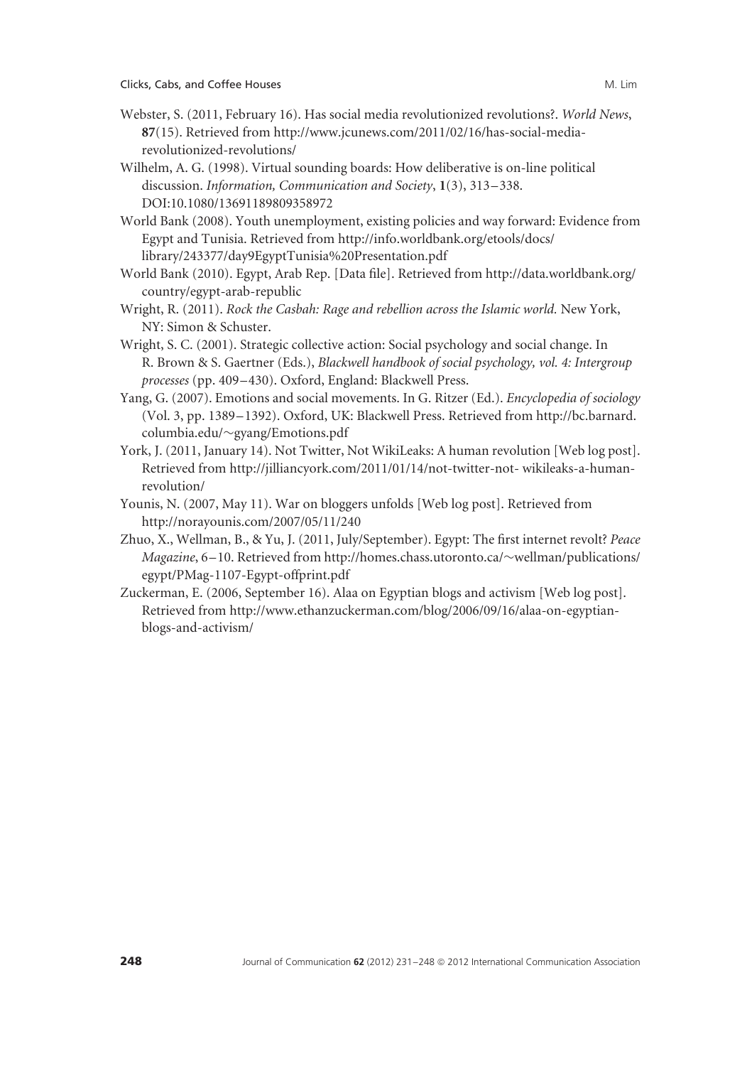Webster, S. (2011, February 16). Has social media revolutionized revolutions?. *World News*, **87**(15). Retrieved from http://www.jcunews.com/2011/02/16/has-social-media-revolutionized-revolutions/

Wilhelm, A. G. (1998). Virtual sounding boards: How deliberative is on-line political discussion. *Information, Communication and Society*, **1**(3), 313–338. DOI:10.1080/13691189809358972

World Bank (2008). Youth unemployment, existing policies and way forward: Evidence from Egypt and Tunisia. Retrieved from http://info.worldbank.org/etools/docs/library/243377/day9EgyptTunisia%20Presentation.pdf

World Bank (2010). Egypt, Arab Rep. [Data file]. Retrieved from http://data.worldbank.org/country/egypt-arab-republic

Wright, R. (2011). *Rock the Casbah: Rage and rebellion across the Islamic world*. New York, NY: Simon & Schuster.

Wright, S. C. (2001). Strategic collective action: Social psychology and social change. In R. Brown & S. Gaertner (Eds.), *Blackwell handbook of social psychology, vol. 4: Intergroup processes* (pp. 409–430). Oxford, England: Blackwell Press.

Yang, G. (2007). Emotions and social movements. In G. Ritzer (Ed.). *Encyclopedia of sociology* (Vol. 3, pp. 1389–1392). Oxford, UK: Blackwell Press. Retrieved from http://bc.barnard.columbia.edu/~gyang/Emotions.pdf

York, J. (2011, January 14). Not Twitter, Not WikiLeaks: A human revolution [Web log post]. Retrieved from http://jilliancyork.com/2011/01/14/not-twitter-not- wikileaks-a-human-revolution/

Younis, N. (2007, May 11). War on bloggers unfolds [Web log post]. Retrieved from http://norayounis.com/2007/05/11/240

Zhuo, X., Wellman, B., & Yu, J. (2011, July/September). Egypt: The first internet revolt? *Peace Magazine*, 6–10. Retrieved from http://homes.chass.utoronto.ca/~wellman/publications/egypt/PMag-1107-Egypt-offprint.pdf

Zuckerman, E. (2006, September 16). Alaa on Egyptian blogs and activism [Web log post]. Retrieved from http://www.ethanzuckerman.com/blog/2006/09/16/alaa-on-egyptian-blogs-and-activism/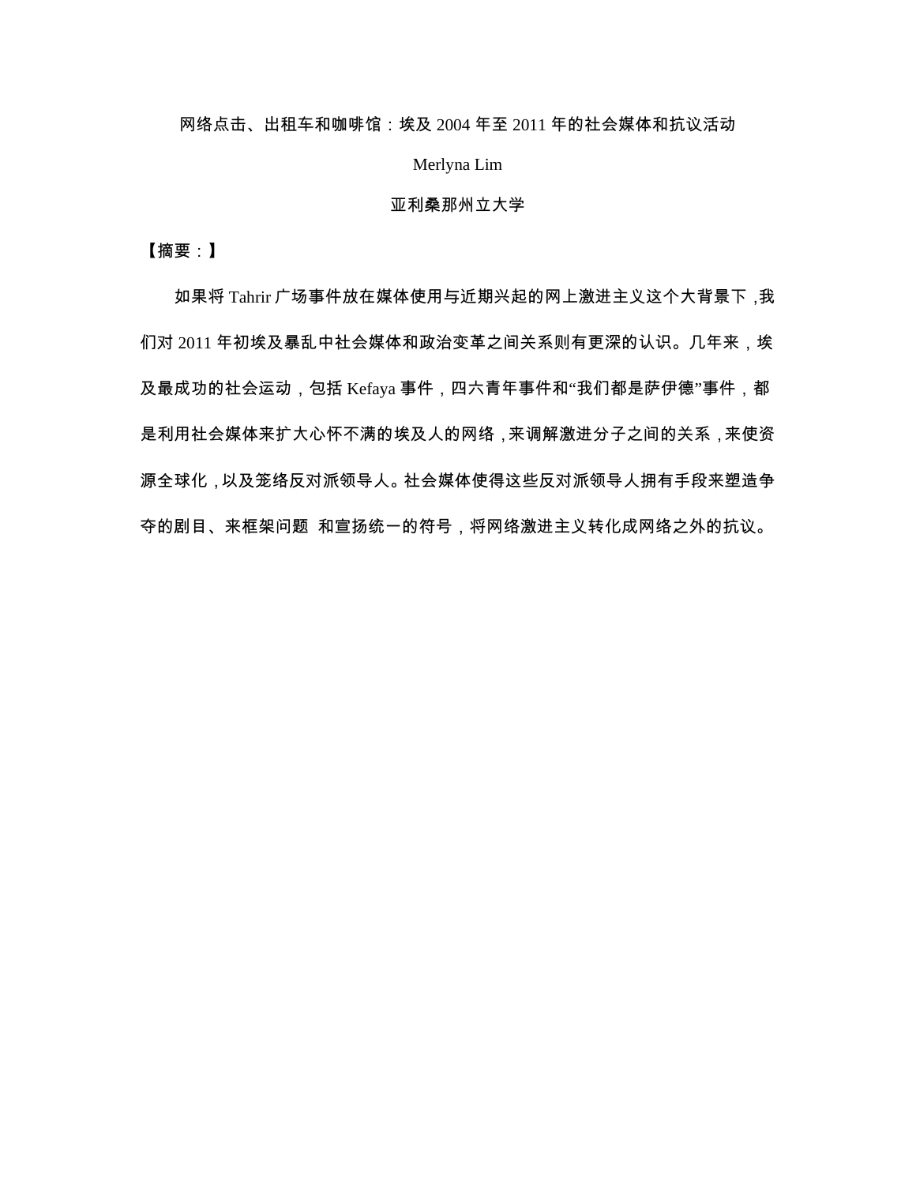网络点击、出租车和咖啡馆：埃及 2004 年至 2011 年的社会媒体和抗议活动

Merlyna Lim

亚利桑那州立大学

【摘要：】

如果将 Tahrir 广场事件放在媒体使用与近期兴起的网上激进主义这个大背景下，我们对 2011 年初埃及暴乱中社会媒体和政治变革之间关系则有更深的认识。几年来，埃及最成功的社会运动，包括 Kefaya 事件，四六青年事件和“我们都是萨伊德”事件，都是利用社会媒体来扩大心怀不满的埃及人的网络，来调解激进分子之间的关系，来使资源全球化，以及笼络反对派领导人。社会媒体使得这些反对派领导人拥有手段来塑造争夺的剧目、来框架问题 和宣扬统一的符号，将网络激进主义转化成网络之外的抗议。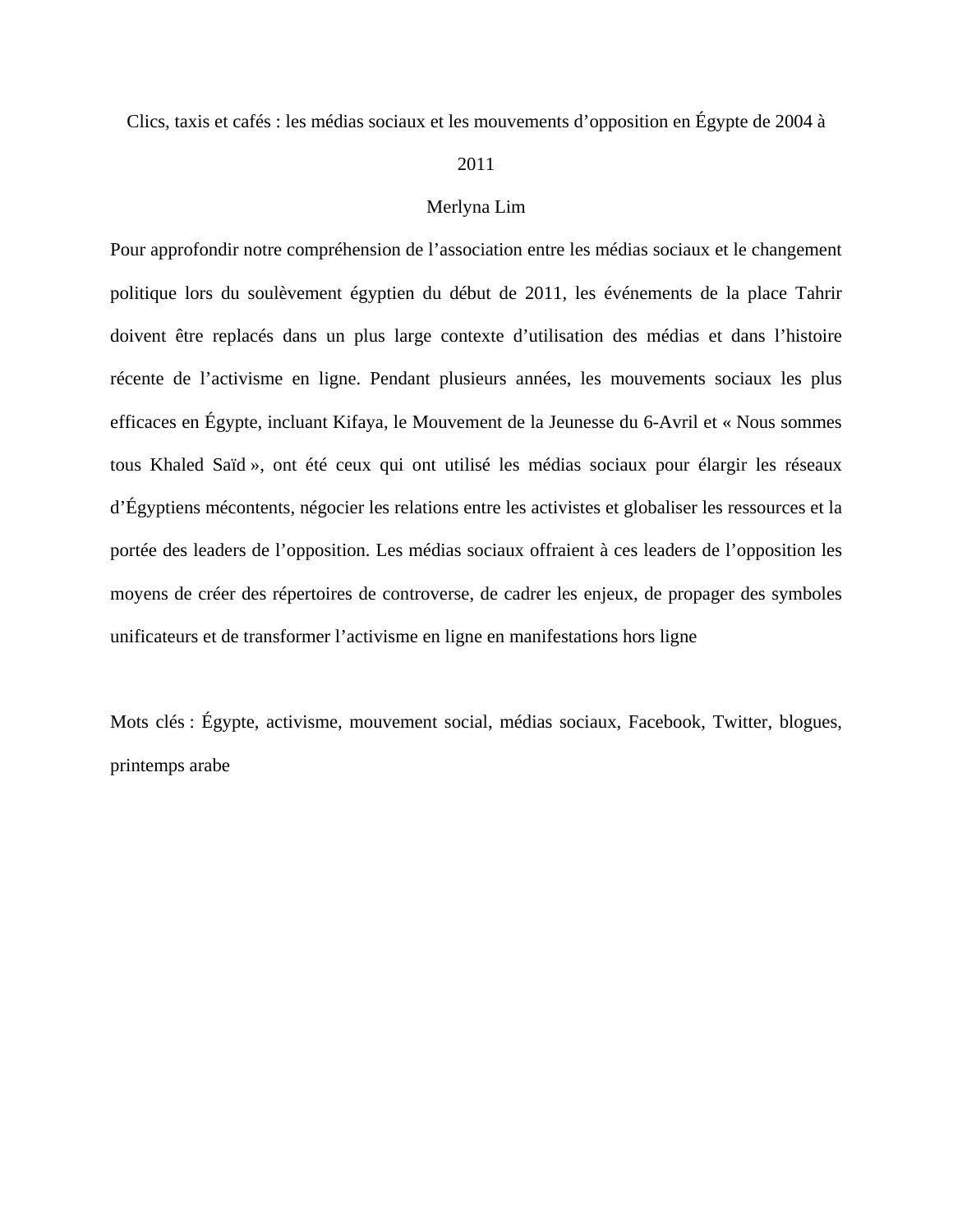# Clics, taxis et cafés : les médias sociaux et les mouvements d'opposition en Égypte de 2004 à 2011

Merlyna Lim

Pour approfondir notre compréhension de l'association entre les médias sociaux et le changement politique lors du soulèvement égyptien du début de 2011, les événements de la place Tahrir doivent être replacés dans un plus large contexte d'utilisation des médias et dans l'histoire récente de l'activisme en ligne. Pendant plusieurs années, les mouvements sociaux les plus efficaces en Égypte, incluant Kifaya, le Mouvement de la Jeunesse du 6-Avril et « Nous sommes tous Khaled Saïd », ont été ceux qui ont utilisé les médias sociaux pour élargir les réseaux d'Égyptiens mécontents, négocier les relations entre les activistes et globaliser les ressources et la portée des leaders de l'opposition. Les médias sociaux offraient à ces leaders de l'opposition les moyens de créer des répertoires de controverse, de cadrer les enjeux, de propager des symboles unificateurs et de transformer l'activisme en ligne en manifestations hors ligne

Mots clés : Égypte, activisme, mouvement social, médias sociaux, Facebook, Twitter, blogues, printemps arabe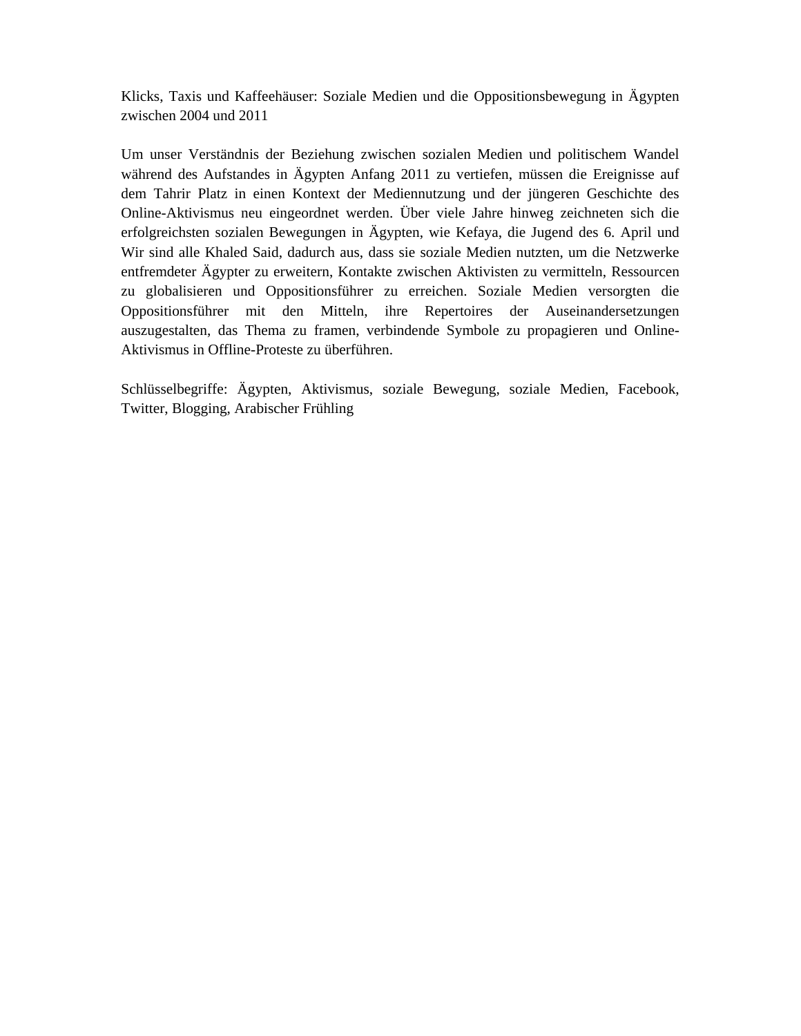Klicks, Taxis und Kaffeehäuser: Soziale Medien und die Oppositionsbewegung in Ägypten zwischen 2004 und 2011

Um unser Verständnis der Beziehung zwischen sozialen Medien und politischem Wandel während des Aufstandes in Ägypten Anfang 2011 zu vertiefen, müssen die Ereignisse auf dem Tahrir Platz in einen Kontext der Mediennutzung und der jüngeren Geschichte des Online-Aktivismus neu eingeordnet werden. Über viele Jahre hinweg zeichneten sich die erfolgreichsten sozialen Bewegungen in Ägypten, wie Kefaya, die Jugend des 6. April und Wir sind alle Khaled Said, dadurch aus, dass sie soziale Medien nutzten, um die Netzwerke entfremdeter Ägypter zu erweitern, Kontakte zwischen Aktivisten zu vermitteln, Ressourcen zu globalisieren und Oppositionsführer zu erreichen. Soziale Medien versorgten die Oppositionsführer mit den Mitteln, ihre Repertoires der Auseinandersetzungen auszugestalten, das Thema zu framen, verbindende Symbole zu propagieren und Online-Aktivismus in Offline-Proteste zu überführen.

Schlüsselbegriffe: Ägypten, Aktivismus, soziale Bewegung, soziale Medien, Facebook, Twitter, Blogging, Arabischer Frühling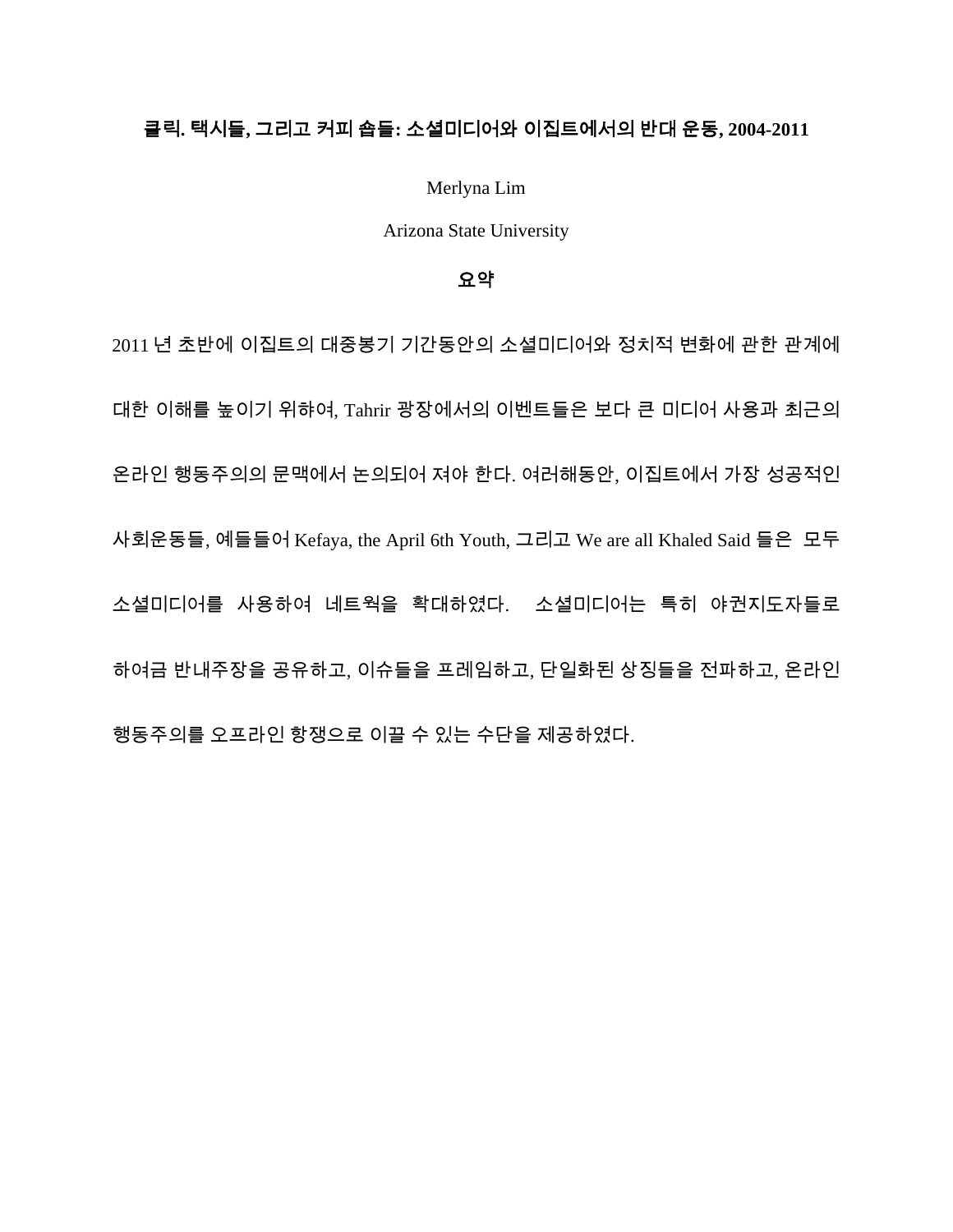**클릭. 택시들, 그리고 커피 숍들: 소셜미디어와 이집트에서의 반대 운동, 2004-2011**

Merlyna Lim

Arizona State University

**요약**

2011 년 초반에 이집트의 대중봉기 기간동안의 소셜미디어와 정치적 변화에 관한 관계에 대한 이해를 높이기 위하여, Tahrir 광장에서의 이벤트들은 보다 큰 미디어 사용과 최근의 온라인 행동주의의 문맥에서 논의되어 져야 한다. 여러해동안, 이집트에서 가장 성공적인 사회운동들, 예들들어 Kefaya, the April 6th Youth, 그리고 We are all Khaled Said 들은 모두 소셜미디어를 사용하여 네트웍을 확대하였다. 소셜미디어는 특히 야권지도자들로 하여금 반내주장을 공유하고, 이슈들을 프레임하고, 단일화된 상징들을 전파하고, 온라인 행동주의를 오프라인 항쟁으로 이끌 수 있는 수단을 제공하였다.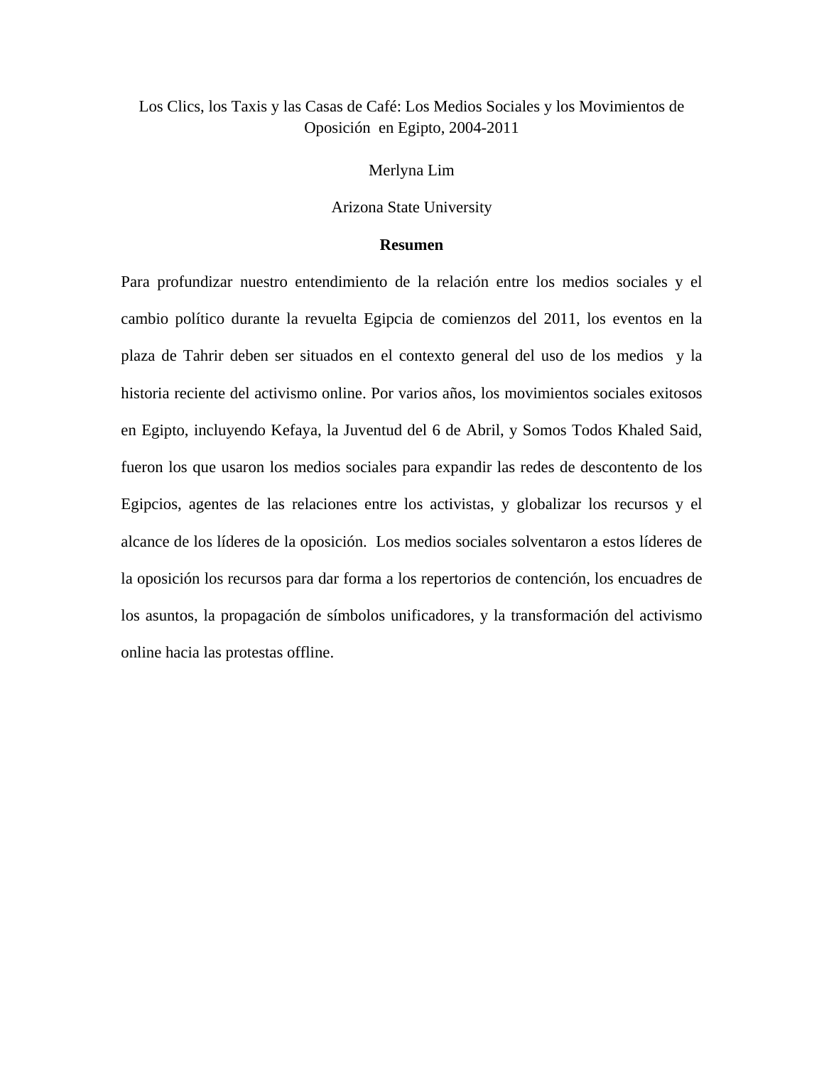Los Clics, los Taxis y las Casas de Café: Los Medios Sociales y los Movimientos de Oposición en Egipto, 2004-2011

Merlyna Lim

Arizona State University

**Resumen**

Para profundizar nuestro entendimiento de la relación entre los medios sociales y el cambio político durante la revuelta Egipcia de comienzos del 2011, los eventos en la plaza de Tahrir deben ser situados en el contexto general del uso de los medios y la historia reciente del activismo online. Por varios años, los movimientos sociales exitosos en Egipto, incluyendo Kefaya, la Juventud del 6 de Abril, y Somos Todos Khaled Said, fueron los que usaron los medios sociales para expandir las redes de descontento de los Egipcios, agentes de las relaciones entre los activistas, y globalizar los recursos y el alcance de los líderes de la oposición. Los medios sociales solventaron a estos líderes de la oposición los recursos para dar forma a los repertorios de contención, los encuadres de los asuntos, la propagación de símbolos unificadores, y la transformación del activismo online hacia las protestas offline.